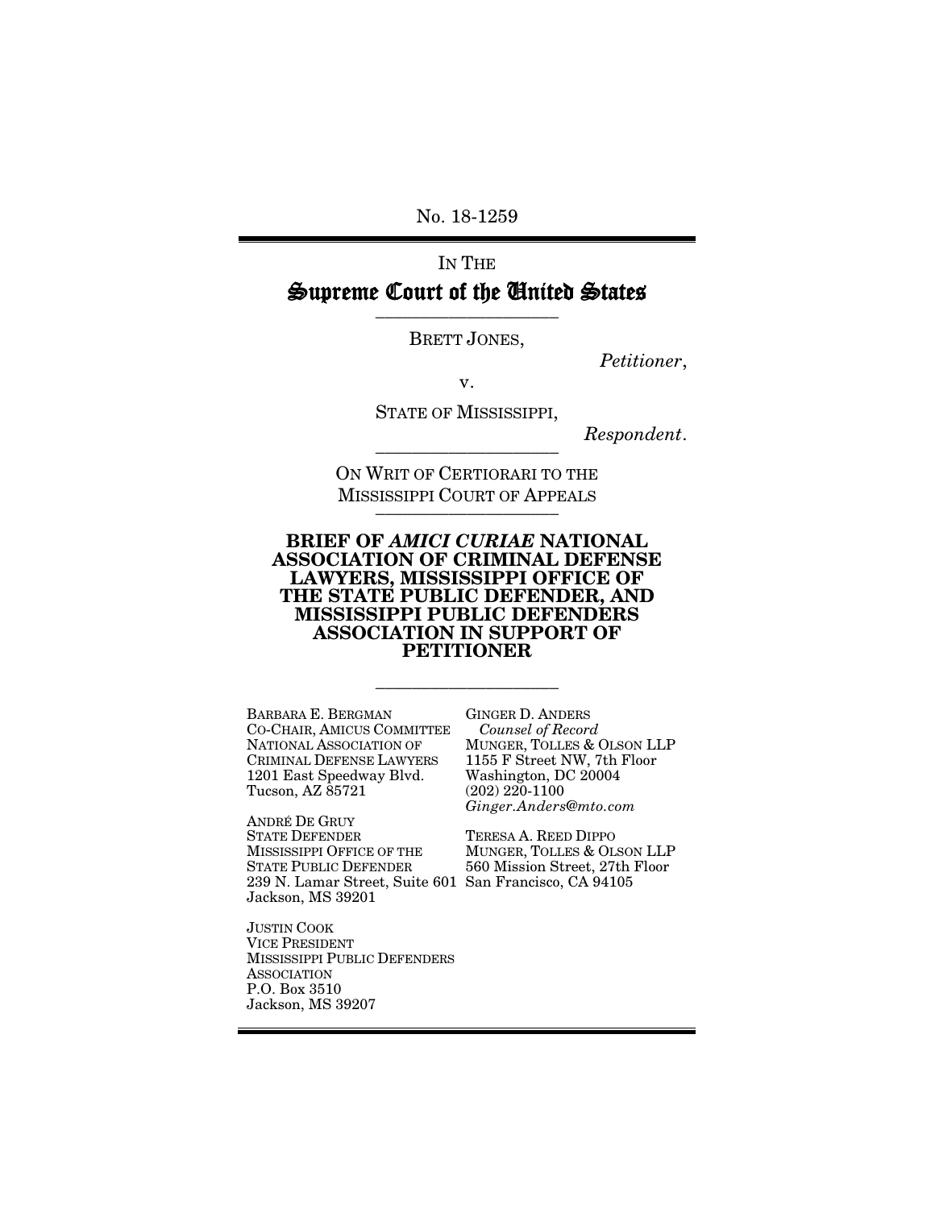No. 18-1259

IN THE

# Supreme Court of the United States

---

BRETT JONES,

*Petitioner*,

v.

STATE OF MISSISSIPPI,

*Respondent*.

---

ON WRIT OF CERTIORARI TO THE MISSISSIPPI COURT OF APPEALS

---

## BRIEF OF *AMICI CURIAE* NATIONAL ASSOCIATION OF CRIMINAL DEFENSE LAWYERS, MISSISSIPPI OFFICE OF THE STATE PUBLIC DEFENDER, AND MISSISSIPPI PUBLIC DEFENDERS ASSOCIATION IN SUPPORT OF PETITIONER

---

BARBARA E. BERGMAN
CO-CHAIR, AMICUS COMMITTEE
NATIONAL ASSOCIATION OF CRIMINAL DEFENSE LAWYERS
1201 East Speedway Blvd.
Tucson, AZ 85721

ANDRÉ DE GRUY
STATE DEFENDER
MISSISSIPPI OFFICE OF THE STATE PUBLIC DEFENDER
239 N. Lamar Street, Suite 601
Jackson, MS 39201

JUSTIN COOK
VICE PRESIDENT
MISSISSIPPI PUBLIC DEFENDERS ASSOCIATION
P.O. Box 3510
Jackson, MS 39207

GINGER D. ANDERS
*Counsel of Record*
MUNGER, TOLLES & OLSON LLP
1155 F Street NW, 7th Floor
Washington, DC 20004
(202) 220-1100
*Ginger.Anders@mto.com*

TERESA A. REED DIPPO
MUNGER, TOLLES & OLSON LLP
560 Mission Street, 27th Floor
San Francisco, CA 94105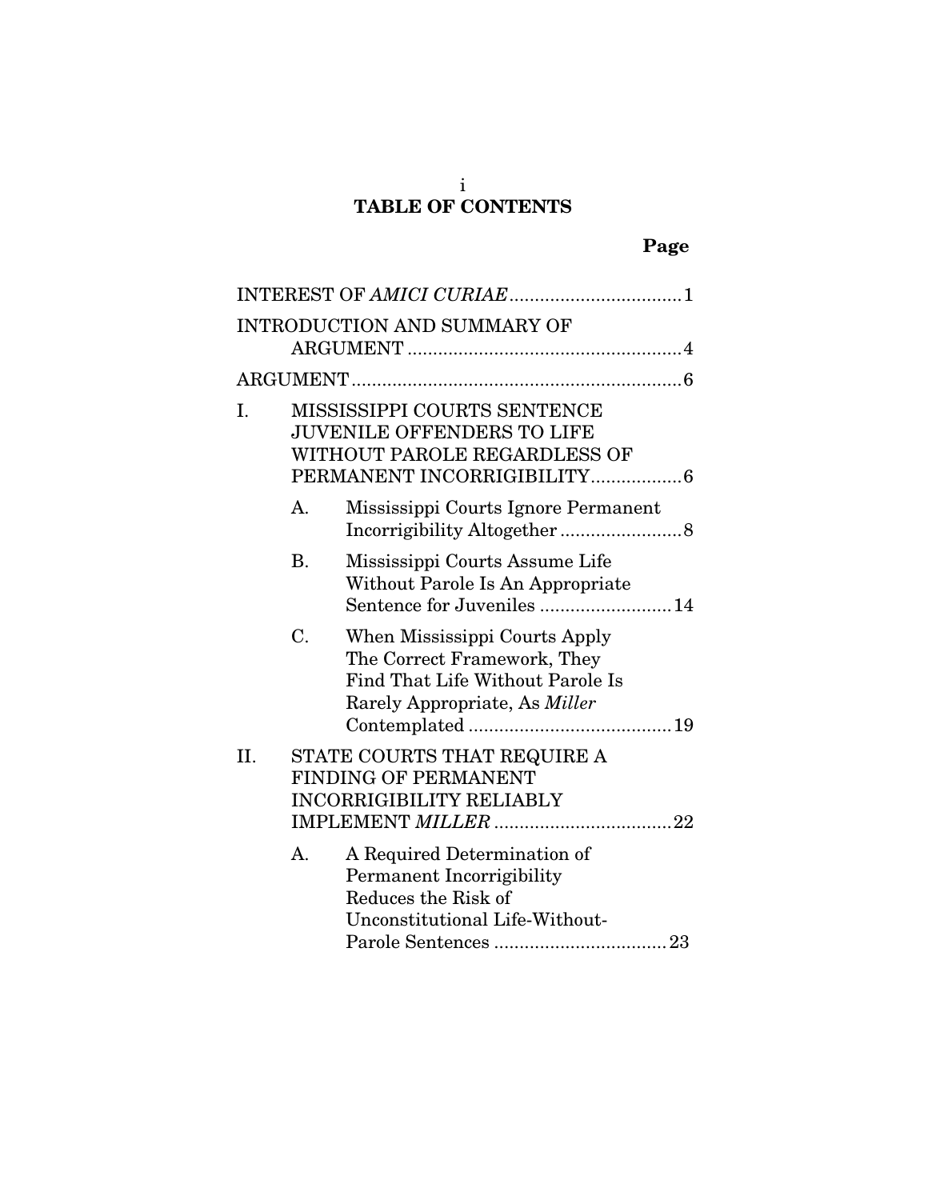# TABLE OF CONTENTS

**Page**

INTEREST OF *AMICI CURIAE* .................................. 1

INTRODUCTION AND SUMMARY OF ARGUMENT ...................................................... 4

ARGUMENT ................................................................. 6

I. MISSISSIPPI COURTS SENTENCE JUVENILE OFFENDERS TO LIFE WITHOUT PAROLE REGARDLESS OF PERMANENT INCORRIGIBILITY .................. 6

   A. Mississippi Courts Ignore Permanent Incorrigibility Altogether ........................ 8

   B. Mississippi Courts Assume Life Without Parole Is An Appropriate Sentence for Juveniles .......................... 14

   C. When Mississippi Courts Apply The Correct Framework, They Find That Life Without Parole Is Rarely Appropriate, As *Miller* Contemplated ........................................ 19

II. STATE COURTS THAT REQUIRE A FINDING OF PERMANENT INCORRIGIBILITY RELIABLY IMPLEMENT *MILLER* ................................... 22

   A. A Required Determination of Permanent Incorrigibility Reduces the Risk of Unconstitutional Life-Without-Parole Sentences .................................. 23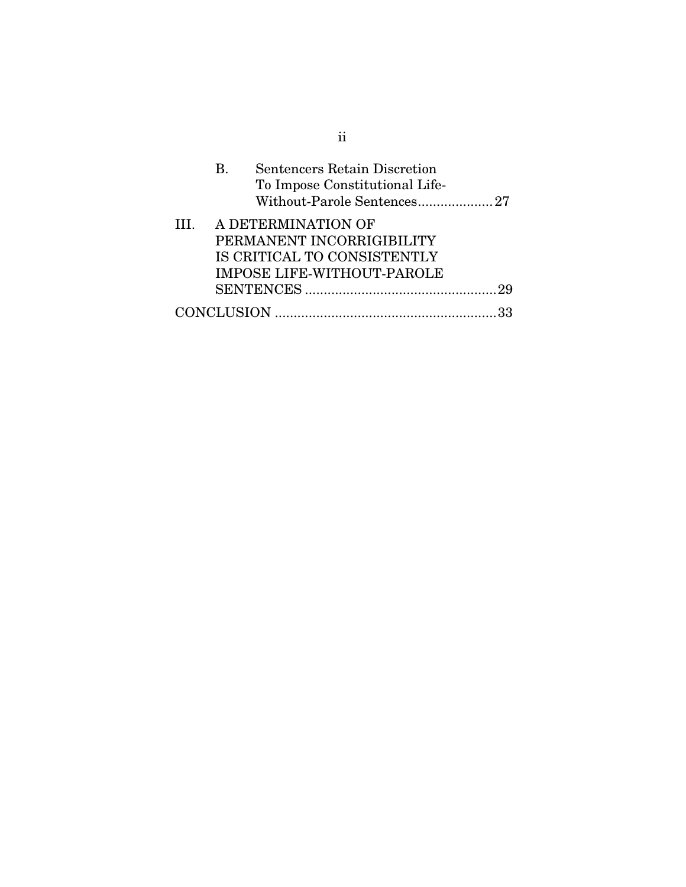B. Sentencers Retain Discretion To Impose Constitutional Life-Without-Parole Sentences.................... 27

III. A DETERMINATION OF PERMANENT INCORRIGIBILITY IS CRITICAL TO CONSISTENTLY IMPOSE LIFE-WITHOUT-PAROLE SENTENCES ................................................... 29

CONCLUSION ........................................................... 33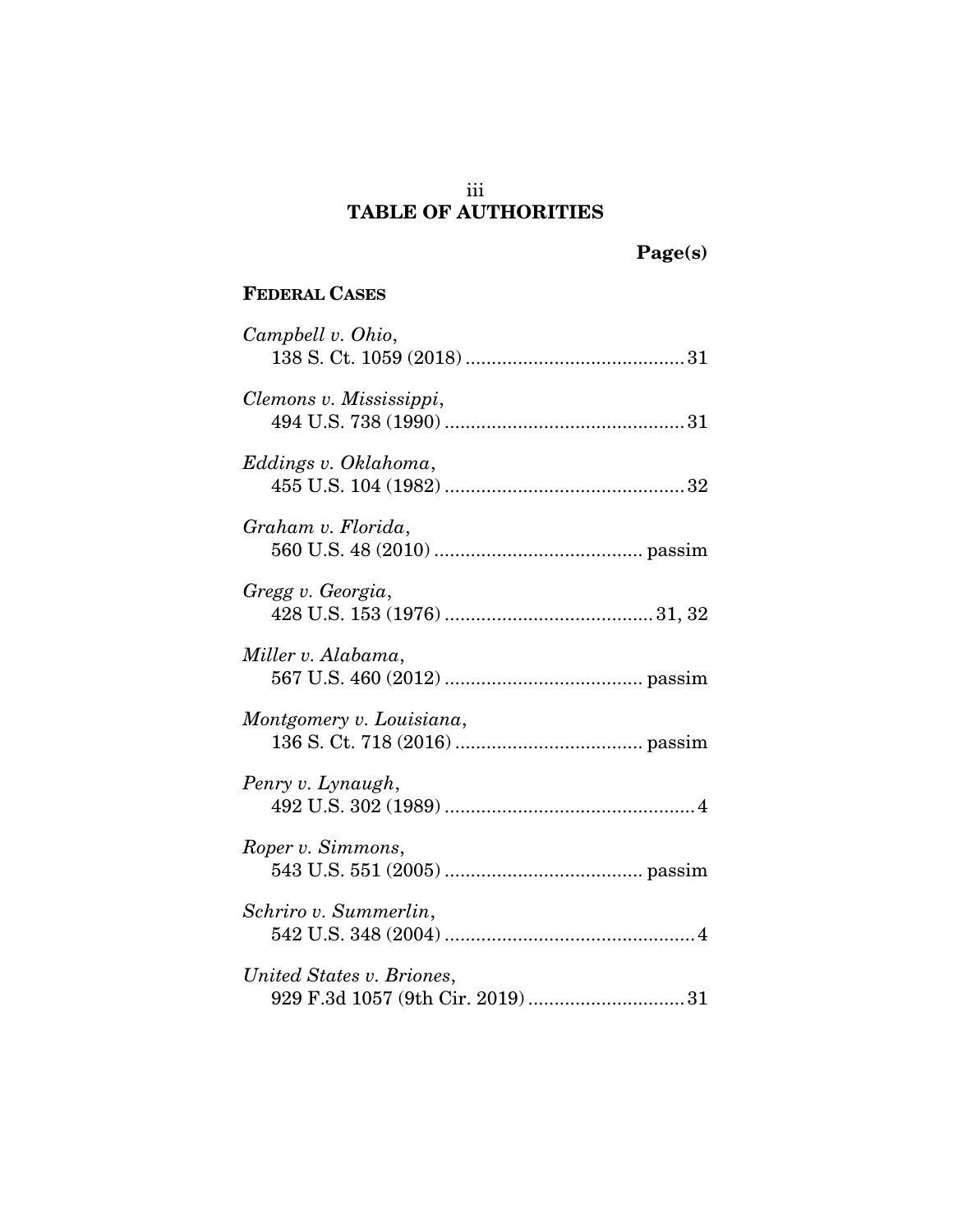# TABLE OF AUTHORITIES

**Page(s)**

**FEDERAL CASES**

*Campbell v. Ohio*,
138 S. Ct. 1059 (2018) .......................................... 31

*Clemons v. Mississippi*,
494 U.S. 738 (1990) ............................................. 31

*Eddings v. Oklahoma*,
455 U.S. 104 (1982) ............................................. 32

*Graham v. Florida*,
560 U.S. 48 (2010) ........................................ passim

*Gregg v. Georgia*,
428 U.S. 153 (1976) ........................................ 31, 32

*Miller v. Alabama*,
567 U.S. 460 (2012) ...................................... passim

*Montgomery v. Louisiana*,
136 S. Ct. 718 (2016) .................................... passim

*Penry v. Lynaugh*,
492 U.S. 302 (1989) ................................................ 4

*Roper v. Simmons*,
543 U.S. 551 (2005) ...................................... passim

*Schriro v. Summerlin*,
542 U.S. 348 (2004) ................................................ 4

*United States v. Briones*,
929 F.3d 1057 (9th Cir. 2019) ............................. 31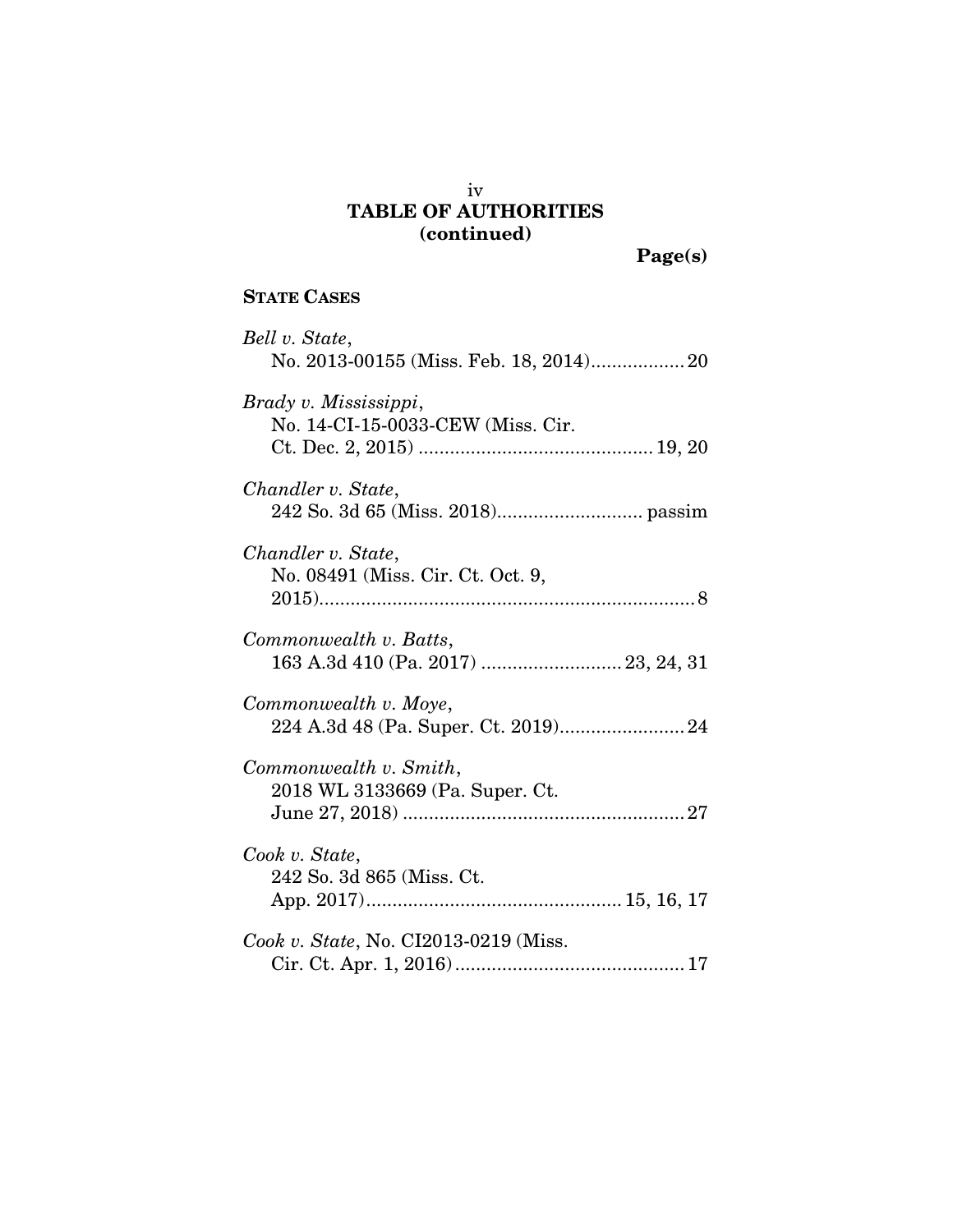## TABLE OF AUTHORITIES (continued)

Page(s)

**STATE CASES**

*Bell v. State*, No. 2013-00155 (Miss. Feb. 18, 2014) .................. 20

*Brady v. Mississippi*, No. 14-CI-15-0033-CEW (Miss. Cir. Ct. Dec. 2, 2015) ............................................. 19, 20

*Chandler v. State*, 242 So. 3d 65 (Miss. 2018) ............................ passim

*Chandler v. State*, No. 08491 (Miss. Cir. Ct. Oct. 9, 2015) ........................................................................ 8

*Commonwealth v. Batts*, 163 A.3d 410 (Pa. 2017) ........................... 23, 24, 31

*Commonwealth v. Moye*, 224 A.3d 48 (Pa. Super. Ct. 2019) ........................ 24

*Commonwealth v. Smith*, 2018 WL 3133669 (Pa. Super. Ct. June 27, 2018) ...................................................... 27

*Cook v. State*, 242 So. 3d 865 (Miss. Ct. App. 2017) ................................................ 15, 16, 17

*Cook v. State*, No. CI2013-0219 (Miss. Cir. Ct. Apr. 1, 2016) ............................................ 17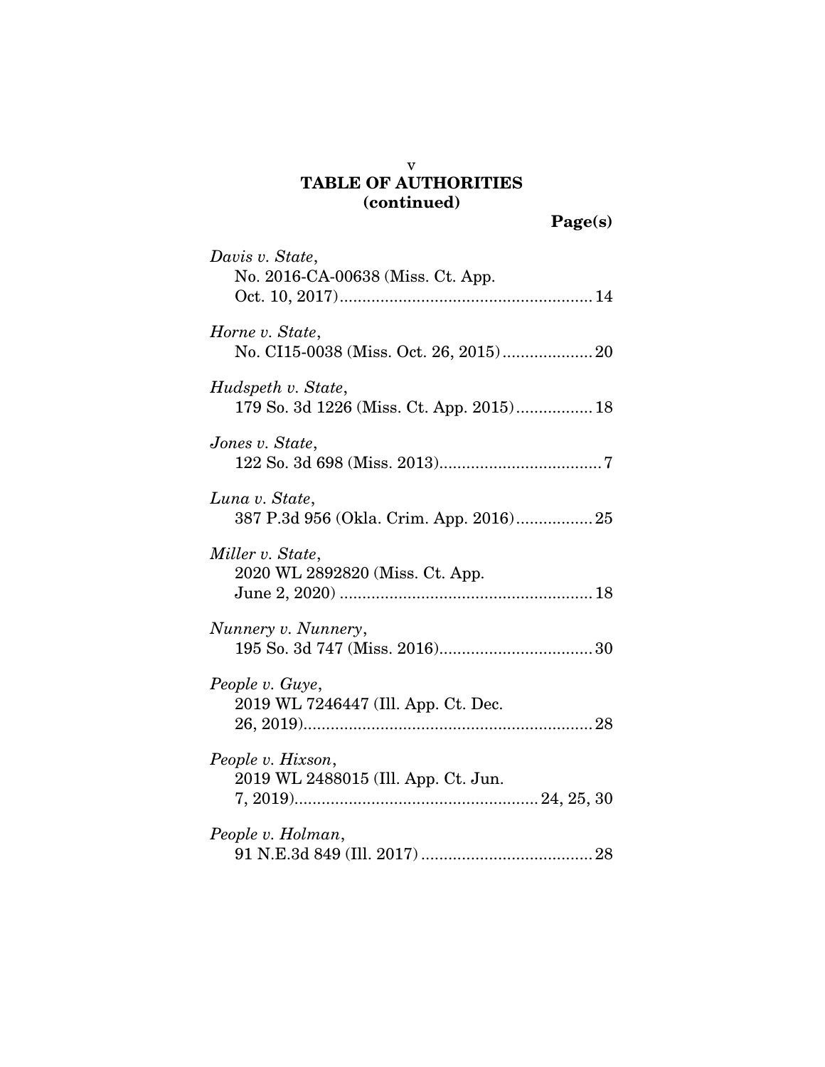# TABLE OF AUTHORITIES (continued)

**Page(s)**

*Davis v. State*,
No. 2016-CA-00638 (Miss. Ct. App. Oct. 10, 2017) ........ 14

*Horne v. State*,
No. CI15-0038 (Miss. Oct. 26, 2015) ........ 20

*Hudspeth v. State*,
179 So. 3d 1226 (Miss. Ct. App. 2015) ........ 18

*Jones v. State*,
122 So. 3d 698 (Miss. 2013) ........ 7

*Luna v. State*,
387 P.3d 956 (Okla. Crim. App. 2016) ........ 25

*Miller v. State*,
2020 WL 2892820 (Miss. Ct. App. June 2, 2020) ........ 18

*Nunnery v. Nunnery*,
195 So. 3d 747 (Miss. 2016) ........ 30

*People v. Guye*,
2019 WL 7246447 (Ill. App. Ct. Dec. 26, 2019) ........ 28

*People v. Hixson*,
2019 WL 2488015 (Ill. App. Ct. Jun. 7, 2019) ........ 24, 25, 30

*People v. Holman*,
91 N.E.3d 849 (Ill. 2017) ........ 28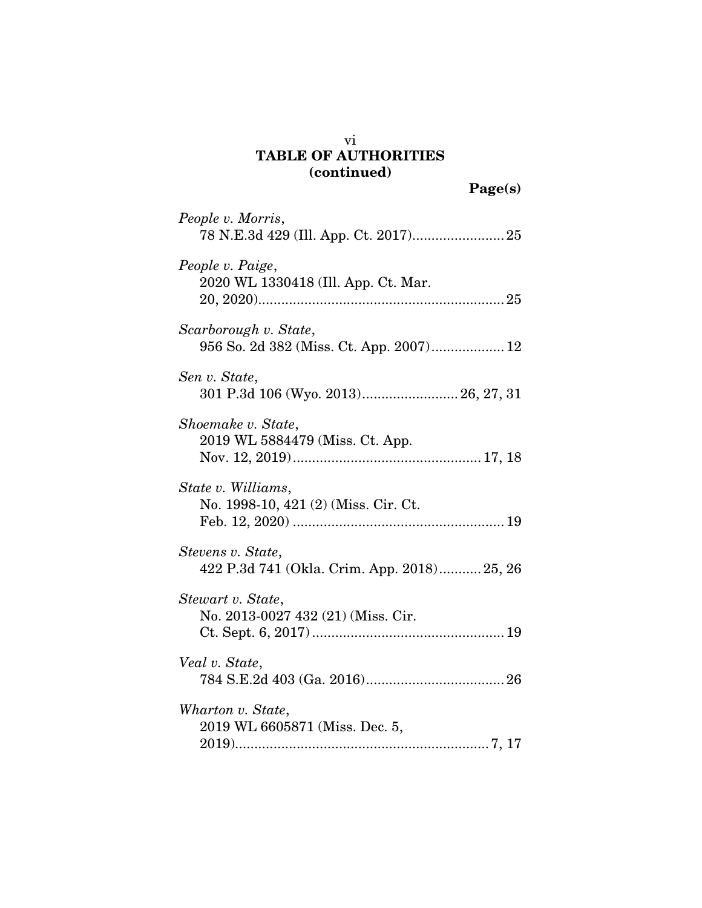## TABLE OF AUTHORITIES (continued)

**Page(s)**

*People v. Morris*,
78 N.E.3d 429 (Ill. App. Ct. 2017)........................ 25

*People v. Paige*,
2020 WL 1330418 (Ill. App. Ct. Mar. 20, 2020)................................................................ 25

*Scarborough v. State*,
956 So. 2d 382 (Miss. Ct. App. 2007)................... 12

*Sen v. State*,
301 P.3d 106 (Wyo. 2013)......................... 26, 27, 31

*Shoemake v. State*,
2019 WL 5884479 (Miss. Ct. App. Nov. 12, 2019)................................................ 17, 18

*State v. Williams*,
No. 1998-10, 421 (2) (Miss. Cir. Ct. Feb. 12, 2020) ....................................................... 19

*Stevens v. State*,
422 P.3d 741 (Okla. Crim. App. 2018)........... 25, 26

*Stewart v. State*,
No. 2013-0027 432 (21) (Miss. Cir. Ct. Sept. 6, 2017) .................................................. 19

*Veal v. State*,
784 S.E.2d 403 (Ga. 2016).................................... 26

*Wharton v. State*,
2019 WL 6605871 (Miss. Dec. 5, 2019).................................................................. 7, 17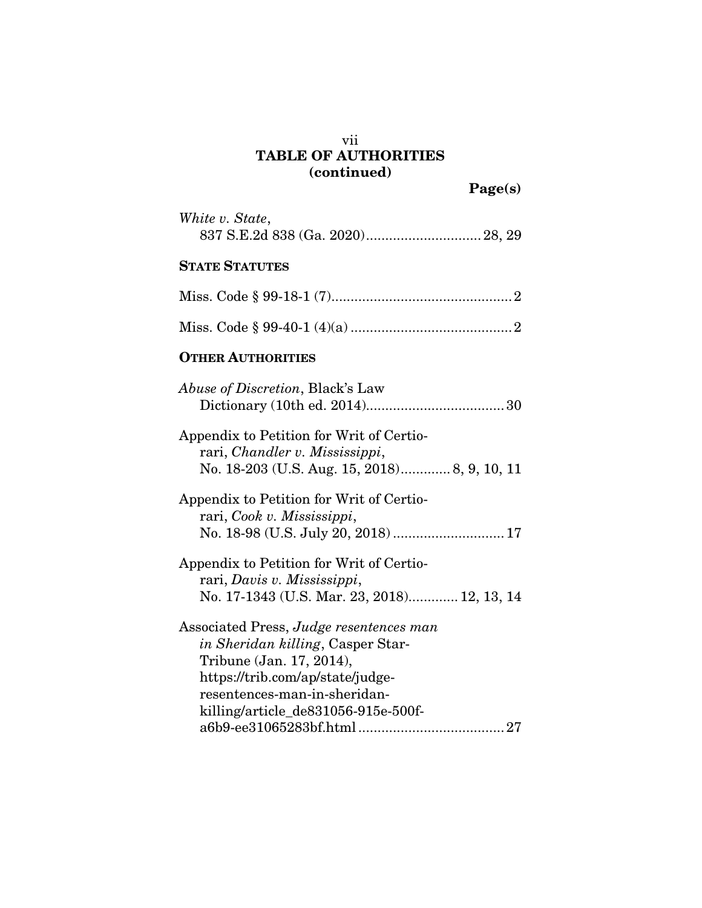## TABLE OF AUTHORITIES (continued)

**Page(s)**

*White v. State*, 837 S.E.2d 838 (Ga. 2020) .............................. 28, 29

**STATE STATUTES**

Miss. Code § 99-18-1 (7) ............................................... 2

Miss. Code § 99-40-1 (4)(a) .......................................... 2

**OTHER AUTHORITIES**

*Abuse of Discretion*, Black's Law Dictionary (10th ed. 2014) .................................... 30

Appendix to Petition for Writ of Certiorari, *Chandler v. Mississippi*, No. 18-203 (U.S. Aug. 15, 2018) ............ 8, 9, 10, 11

Appendix to Petition for Writ of Certiorari, *Cook v. Mississippi*, No. 18-98 (U.S. July 20, 2018) ............................ 17

Appendix to Petition for Writ of Certiorari, *Davis v. Mississippi*, No. 17-1343 (U.S. Mar. 23, 2018) ............ 12, 13, 14

Associated Press, *Judge resentences man in Sheridan killing*, Casper Star-Tribune (Jan. 17, 2014), https://trib.com/ap/state/judge-resentences-man-in-sheridan-killing/article_de831056-915e-500f-a6b9-ee31065283bf.html ...................................... 27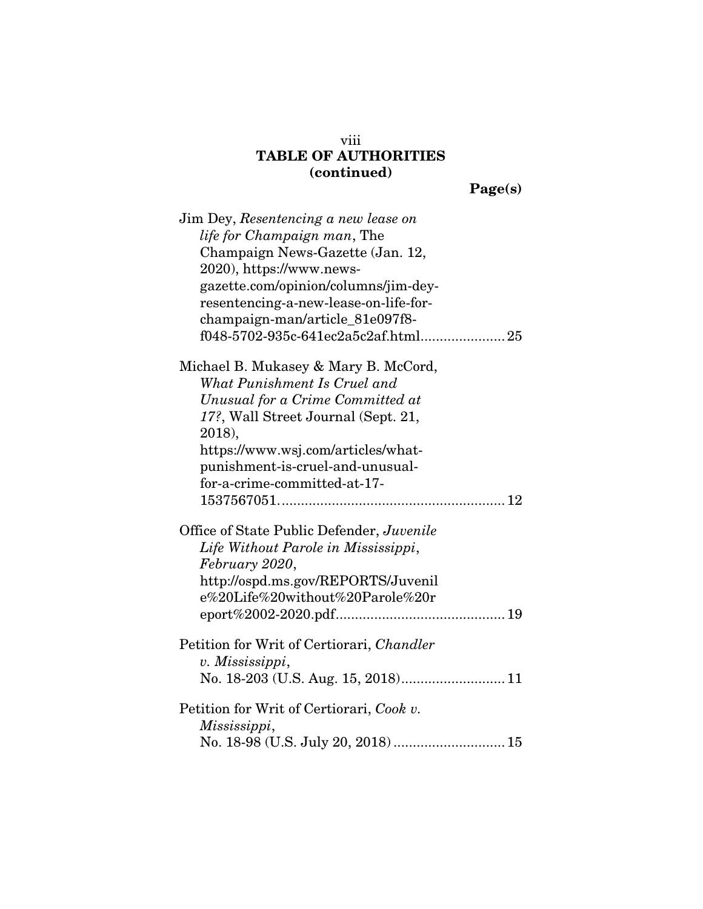**TABLE OF AUTHORITIES (continued)**

**Page(s)**

Jim Dey, *Resentencing a new lease on life for Champaign man*, The Champaign News-Gazette (Jan. 12, 2020), https://www.news-gazette.com/opinion/columns/jim-dey-resentencing-a-new-lease-on-life-for-champaign-man/article_81e097f8-f048-5702-935c-641ec2a5c2af.html ..................... 25

Michael B. Mukasey & Mary B. McCord, *What Punishment Is Cruel and Unusual for a Crime Committed at 17?*, Wall Street Journal (Sept. 21, 2018), https://www.wsj.com/articles/what-punishment-is-cruel-and-unusual-for-a-crime-committed-at-17-1537567051 .......................................................... 12

Office of State Public Defender, *Juvenile Life Without Parole in Mississippi, February 2020*, http://ospd.ms.gov/REPORTS/Juvenile%20Life%20without%20Parole%20report%2002-2020.pdf ........................................... 19

Petition for Writ of Certiorari, *Chandler v. Mississippi*, No. 18-203 (U.S. Aug. 15, 2018) .......................... 11

Petition for Writ of Certiorari, *Cook v. Mississippi*, No. 18-98 (U.S. July 20, 2018) ............................ 15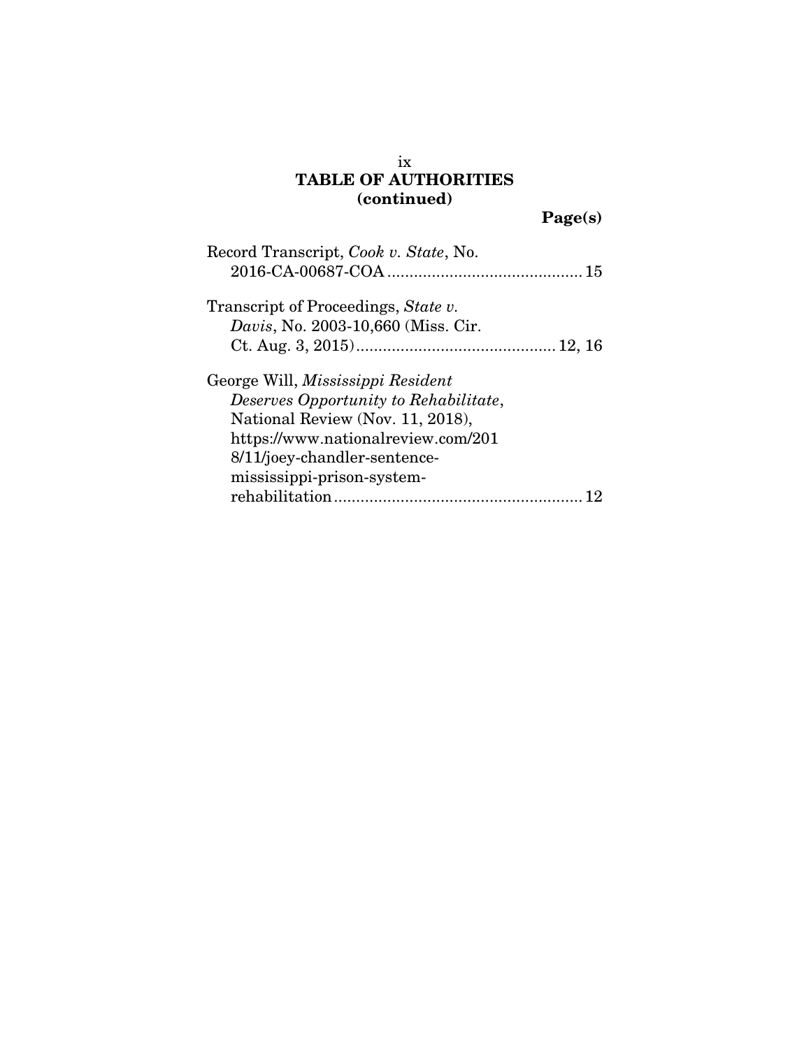# TABLE OF AUTHORITIES
## (continued)

**Page(s)**

Record Transcript, *Cook v. State*, No. 2016-CA-00687-COA ........................................... 15

Transcript of Proceedings, *State v. Davis*, No. 2003-10,660 (Miss. Cir. Ct. Aug. 3, 2015) ........................................... 12, 16

George Will, *Mississippi Resident Deserves Opportunity to Rehabilitate*, National Review (Nov. 11, 2018), https://www.nationalreview.com/2018/11/joey-chandler-sentence-mississippi-prison-system-rehabilitation ........................................................ 12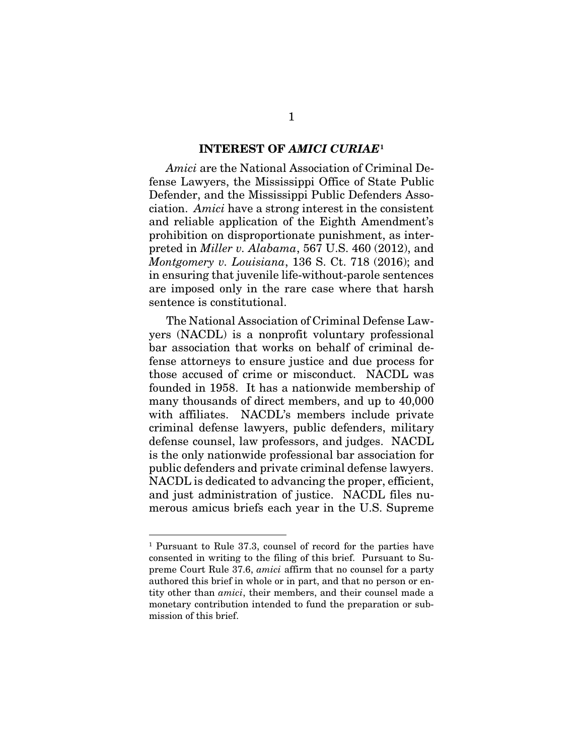## INTEREST OF *AMICI CURIAE*[1]

*Amici* are the National Association of Criminal Defense Lawyers, the Mississippi Office of State Public Defender, and the Mississippi Public Defenders Association. *Amici* have a strong interest in the consistent and reliable application of the Eighth Amendment's prohibition on disproportionate punishment, as interpreted in *Miller v. Alabama*, 567 U.S. 460 (2012), and *Montgomery v. Louisiana*, 136 S. Ct. 718 (2016); and in ensuring that juvenile life-without-parole sentences are imposed only in the rare case where that harsh sentence is constitutional.

The National Association of Criminal Defense Lawyers (NACDL) is a nonprofit voluntary professional bar association that works on behalf of criminal defense attorneys to ensure justice and due process for those accused of crime or misconduct. NACDL was founded in 1958. It has a nationwide membership of many thousands of direct members, and up to 40,000 with affiliates. NACDL's members include private criminal defense lawyers, public defenders, military defense counsel, law professors, and judges. NACDL is the only nationwide professional bar association for public defenders and private criminal defense lawyers. NACDL is dedicated to advancing the proper, efficient, and just administration of justice. NACDL files numerous amicus briefs each year in the U.S. Supreme

---

[1] Pursuant to Rule 37.3, counsel of record for the parties have consented in writing to the filing of this brief. Pursuant to Supreme Court Rule 37.6, *amici* affirm that no counsel for a party authored this brief in whole or in part, and that no person or entity other than *amici*, their members, and their counsel made a monetary contribution intended to fund the preparation or submission of this brief.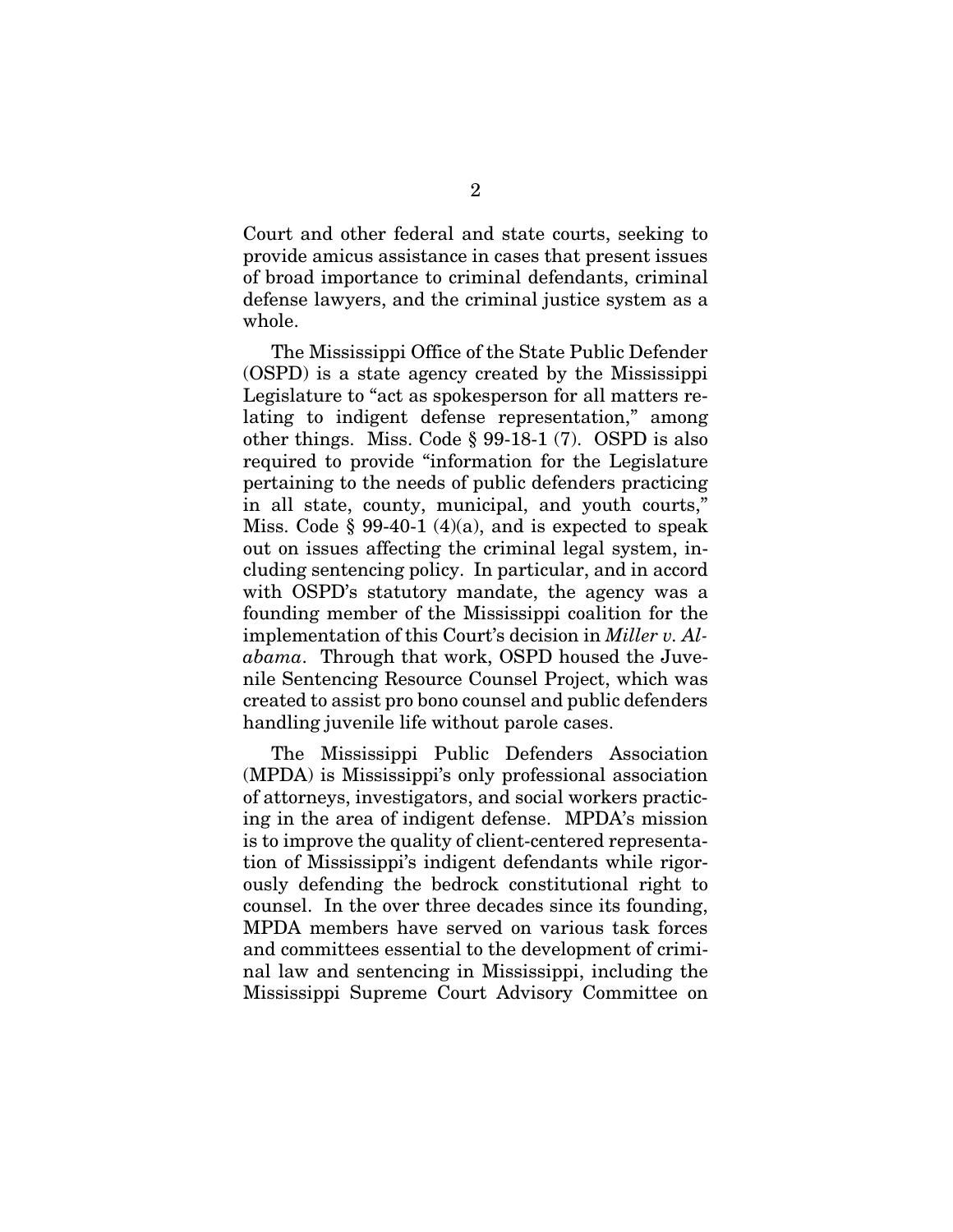Court and other federal and state courts, seeking to provide amicus assistance in cases that present issues of broad importance to criminal defendants, criminal defense lawyers, and the criminal justice system as a whole.

The Mississippi Office of the State Public Defender (OSPD) is a state agency created by the Mississippi Legislature to "act as spokesperson for all matters relating to indigent defense representation," among other things. Miss. Code § 99-18-1 (7). OSPD is also required to provide "information for the Legislature pertaining to the needs of public defenders practicing in all state, county, municipal, and youth courts," Miss. Code § 99-40-1 (4)(a), and is expected to speak out on issues affecting the criminal legal system, including sentencing policy. In particular, and in accord with OSPD's statutory mandate, the agency was a founding member of the Mississippi coalition for the implementation of this Court's decision in *Miller v. Alabama*. Through that work, OSPD housed the Juvenile Sentencing Resource Counsel Project, which was created to assist pro bono counsel and public defenders handling juvenile life without parole cases.

The Mississippi Public Defenders Association (MPDA) is Mississippi's only professional association of attorneys, investigators, and social workers practicing in the area of indigent defense. MPDA's mission is to improve the quality of client-centered representation of Mississippi's indigent defendants while rigorously defending the bedrock constitutional right to counsel. In the over three decades since its founding, MPDA members have served on various task forces and committees essential to the development of criminal law and sentencing in Mississippi, including the Mississippi Supreme Court Advisory Committee on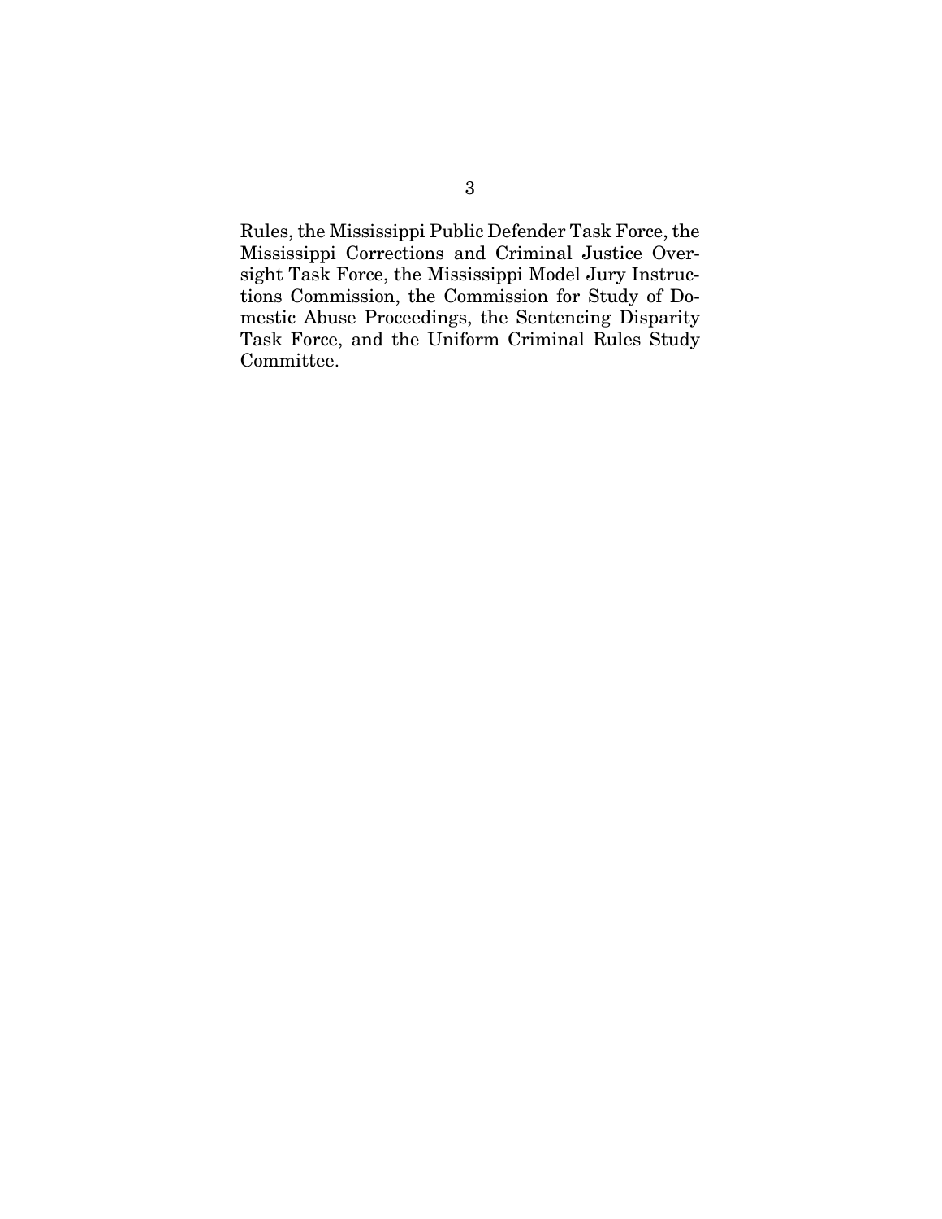Rules, the Mississippi Public Defender Task Force, the Mississippi Corrections and Criminal Justice Oversight Task Force, the Mississippi Model Jury Instructions Commission, the Commission for Study of Domestic Abuse Proceedings, the Sentencing Disparity Task Force, and the Uniform Criminal Rules Study Committee.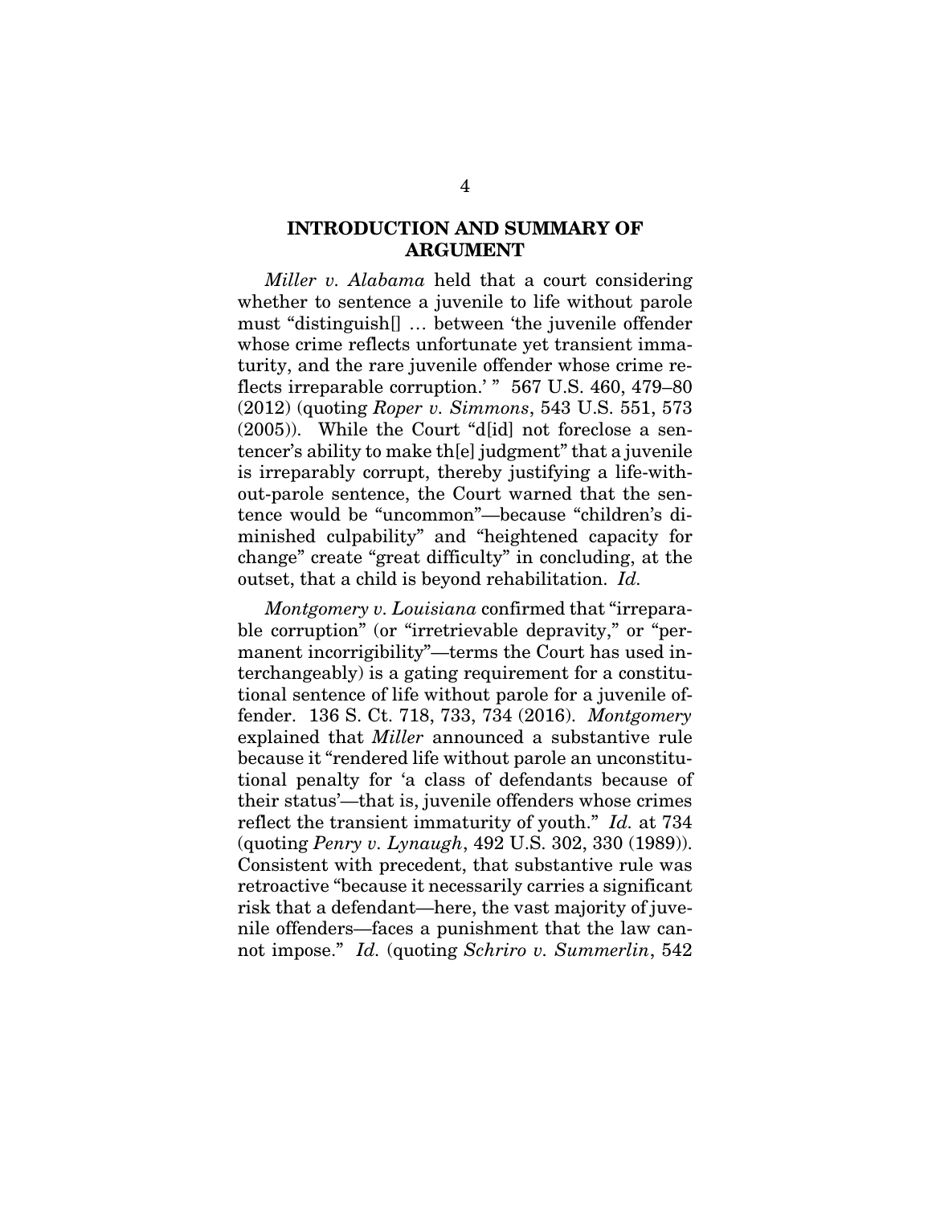## INTRODUCTION AND SUMMARY OF ARGUMENT

*Miller v. Alabama* held that a court considering whether to sentence a juvenile to life without parole must "distinguish[] … between 'the juvenile offender whose crime reflects unfortunate yet transient immaturity, and the rare juvenile offender whose crime reflects irreparable corruption.' " 567 U.S. 460, 479–80 (2012) (quoting *Roper v. Simmons*, 543 U.S. 551, 573 (2005)). While the Court "d[id] not foreclose a sentencer's ability to make th[e] judgment" that a juvenile is irreparably corrupt, thereby justifying a life-without-parole sentence, the Court warned that the sentence would be "uncommon"—because "children's diminished culpability" and "heightened capacity for change" create "great difficulty" in concluding, at the outset, that a child is beyond rehabilitation. *Id.*

*Montgomery v. Louisiana* confirmed that "irreparable corruption" (or "irretrievable depravity," or "permanent incorrigibility"—terms the Court has used interchangeably) is a gating requirement for a constitutional sentence of life without parole for a juvenile offender. 136 S. Ct. 718, 733, 734 (2016). *Montgomery* explained that *Miller* announced a substantive rule because it "rendered life without parole an unconstitutional penalty for 'a class of defendants because of their status'—that is, juvenile offenders whose crimes reflect the transient immaturity of youth." *Id.* at 734 (quoting *Penry v. Lynaugh*, 492 U.S. 302, 330 (1989)). Consistent with precedent, that substantive rule was retroactive "because it necessarily carries a significant risk that a defendant—here, the vast majority of juvenile offenders—faces a punishment that the law cannot impose." *Id.* (quoting *Schriro v. Summerlin*, 542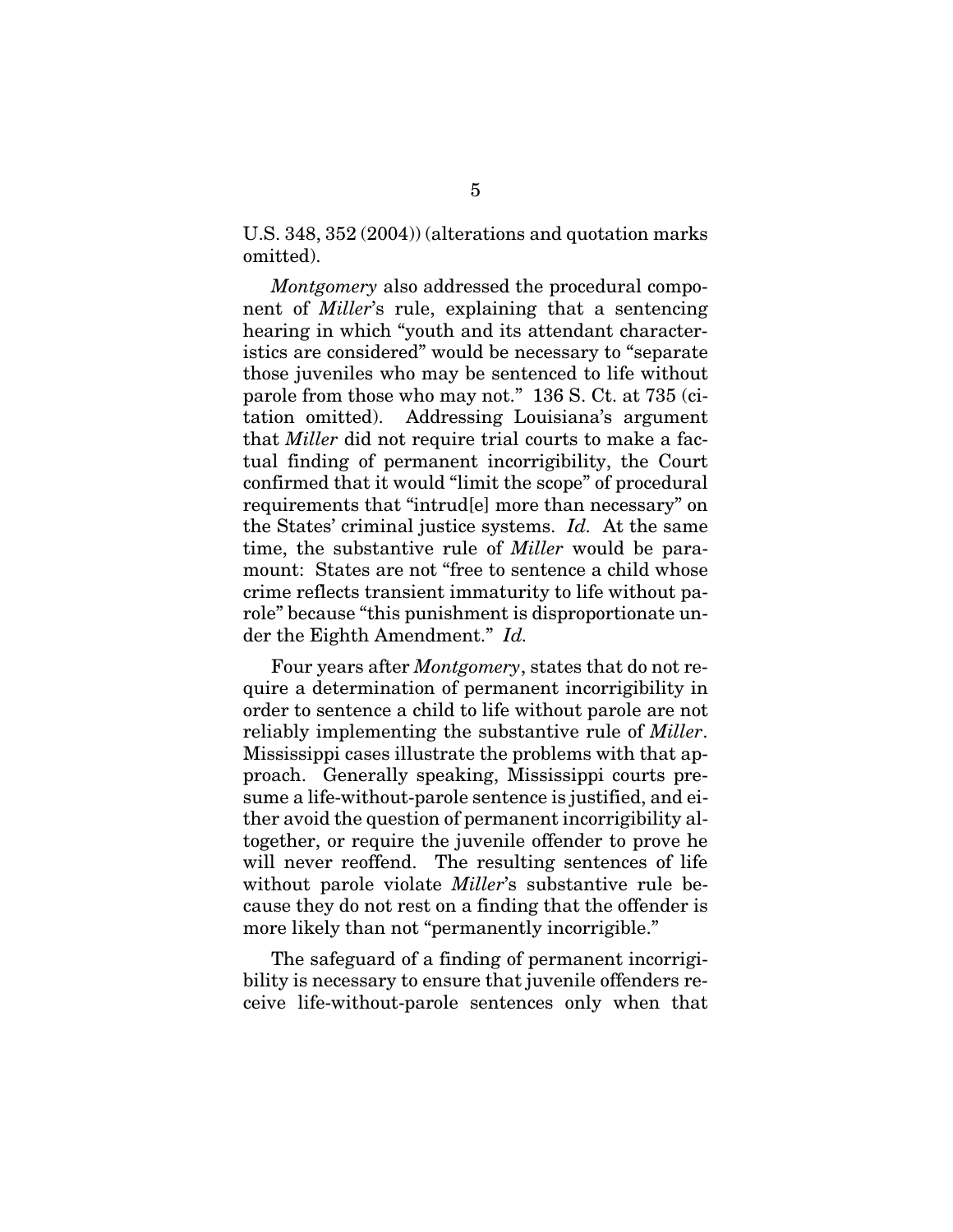U.S. 348, 352 (2004)) (alterations and quotation marks omitted).

*Montgomery* also addressed the procedural component of *Miller*'s rule, explaining that a sentencing hearing in which "youth and its attendant characteristics are considered" would be necessary to "separate those juveniles who may be sentenced to life without parole from those who may not." 136 S. Ct. at 735 (citation omitted). Addressing Louisiana's argument that *Miller* did not require trial courts to make a factual finding of permanent incorrigibility, the Court confirmed that it would "limit the scope" of procedural requirements that "intrud[e] more than necessary" on the States' criminal justice systems. *Id.* At the same time, the substantive rule of *Miller* would be paramount: States are not "free to sentence a child whose crime reflects transient immaturity to life without parole" because "this punishment is disproportionate under the Eighth Amendment." *Id.*

Four years after *Montgomery*, states that do not require a determination of permanent incorrigibility in order to sentence a child to life without parole are not reliably implementing the substantive rule of *Miller*. Mississippi cases illustrate the problems with that approach. Generally speaking, Mississippi courts presume a life-without-parole sentence is justified, and either avoid the question of permanent incorrigibility altogether, or require the juvenile offender to prove he will never reoffend. The resulting sentences of life without parole violate *Miller*'s substantive rule because they do not rest on a finding that the offender is more likely than not "permanently incorrigible."

The safeguard of a finding of permanent incorrigibility is necessary to ensure that juvenile offenders receive life-without-parole sentences only when that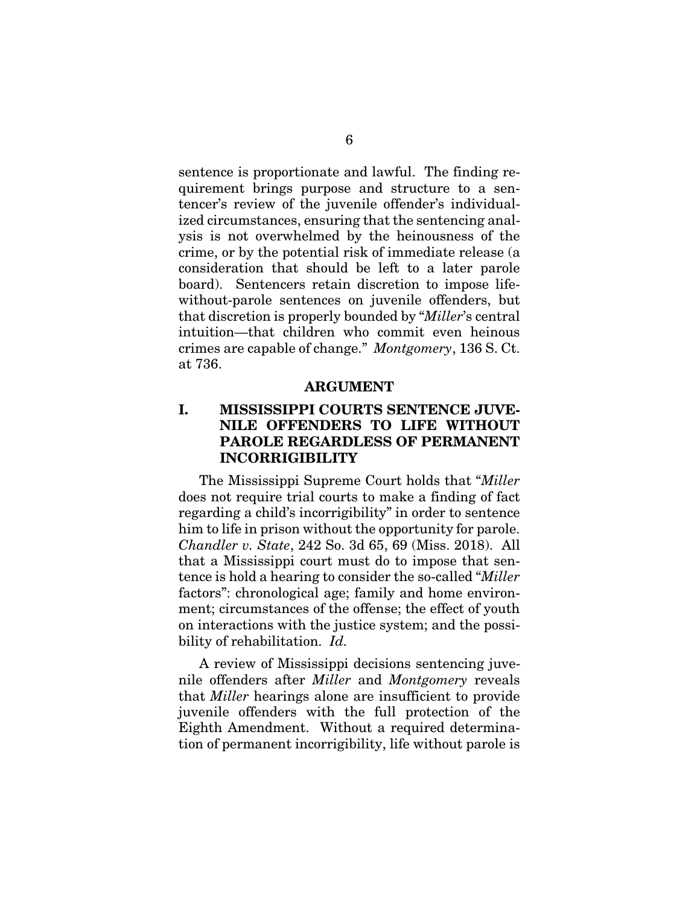sentence is proportionate and lawful. The finding requirement brings purpose and structure to a sentencer's review of the juvenile offender's individualized circumstances, ensuring that the sentencing analysis is not overwhelmed by the heinousness of the crime, or by the potential risk of immediate release (a consideration that should be left to a later parole board). Sentencers retain discretion to impose life-without-parole sentences on juvenile offenders, but that discretion is properly bounded by "*Miller*'s central intuition—that children who commit even heinous crimes are capable of change." *Montgomery*, 136 S. Ct. at 736.

## ARGUMENT

### I. MISSISSIPPI COURTS SENTENCE JUVENILE OFFENDERS TO LIFE WITHOUT PAROLE REGARDLESS OF PERMANENT INCORRIGIBILITY

The Mississippi Supreme Court holds that "*Miller* does not require trial courts to make a finding of fact regarding a child's incorrigibility" in order to sentence him to life in prison without the opportunity for parole. *Chandler v. State*, 242 So. 3d 65, 69 (Miss. 2018). All that a Mississippi court must do to impose that sentence is hold a hearing to consider the so-called "*Miller* factors": chronological age; family and home environment; circumstances of the offense; the effect of youth on interactions with the justice system; and the possibility of rehabilitation. *Id.*

A review of Mississippi decisions sentencing juvenile offenders after *Miller* and *Montgomery* reveals that *Miller* hearings alone are insufficient to provide juvenile offenders with the full protection of the Eighth Amendment. Without a required determination of permanent incorrigibility, life without parole is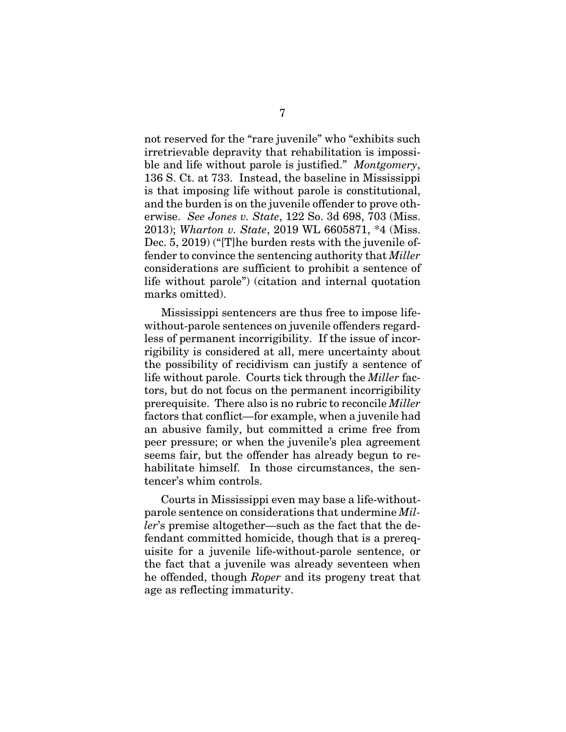not reserved for the "rare juvenile" who "exhibits such irretrievable depravity that rehabilitation is impossible and life without parole is justified." *Montgomery*, 136 S. Ct. at 733. Instead, the baseline in Mississippi is that imposing life without parole is constitutional, and the burden is on the juvenile offender to prove otherwise. *See Jones v. State*, 122 So. 3d 698, 703 (Miss. 2013); *Wharton v. State*, 2019 WL 6605871, *4 (Miss. Dec. 5, 2019) ("[T]he burden rests with the juvenile offender to convince the sentencing authority that *Miller* considerations are sufficient to prohibit a sentence of life without parole") (citation and internal quotation marks omitted).

Mississippi sentencers are thus free to impose life-without-parole sentences on juvenile offenders regardless of permanent incorrigibility. If the issue of incorrigibility is considered at all, mere uncertainty about the possibility of recidivism can justify a sentence of life without parole. Courts tick through the *Miller* factors, but do not focus on the permanent incorrigibility prerequisite. There also is no rubric to reconcile *Miller* factors that conflict—for example, when a juvenile had an abusive family, but committed a crime free from peer pressure; or when the juvenile's plea agreement seems fair, but the offender has already begun to rehabilitate himself. In those circumstances, the sentencer's whim controls.

Courts in Mississippi even may base a life-without-parole sentence on considerations that undermine *Miller*'s premise altogether—such as the fact that the defendant committed homicide, though that is a prerequisite for a juvenile life-without-parole sentence, or the fact that a juvenile was already seventeen when he offended, though *Roper* and its progeny treat that age as reflecting immaturity.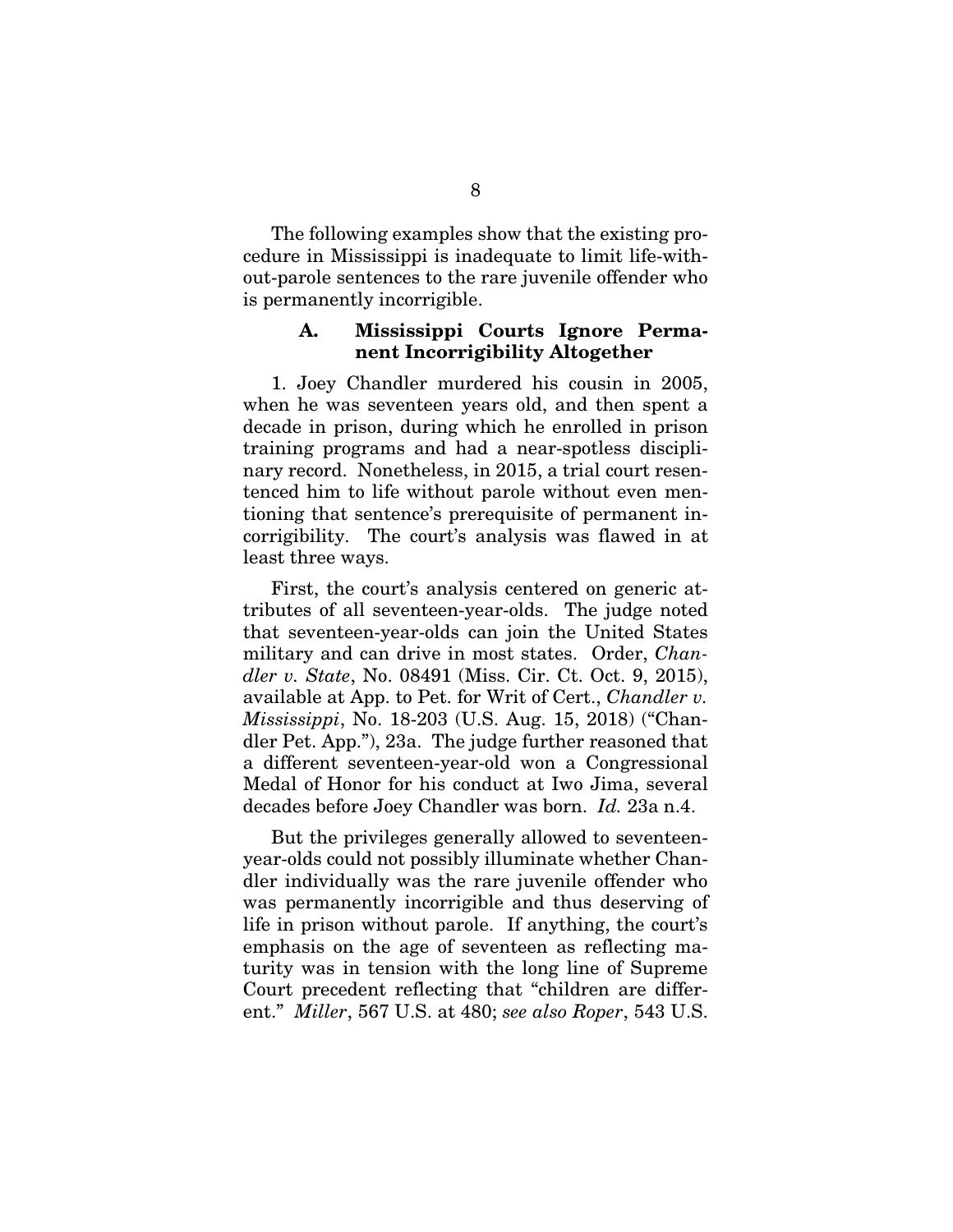The following examples show that the existing procedure in Mississippi is inadequate to limit life-without-parole sentences to the rare juvenile offender who is permanently incorrigible.

### A. Mississippi Courts Ignore Permanent Incorrigibility Altogether

1. Joey Chandler murdered his cousin in 2005, when he was seventeen years old, and then spent a decade in prison, during which he enrolled in prison training programs and had a near-spotless disciplinary record. Nonetheless, in 2015, a trial court resentenced him to life without parole without even mentioning that sentence's prerequisite of permanent incorrigibility. The court's analysis was flawed in at least three ways.

First, the court's analysis centered on generic attributes of all seventeen-year-olds. The judge noted that seventeen-year-olds can join the United States military and can drive in most states. Order, *Chandler v. State*, No. 08491 (Miss. Cir. Ct. Oct. 9, 2015), available at App. to Pet. for Writ of Cert., *Chandler v. Mississippi*, No. 18-203 (U.S. Aug. 15, 2018) ("Chandler Pet. App."), 23a. The judge further reasoned that a different seventeen-year-old won a Congressional Medal of Honor for his conduct at Iwo Jima, several decades before Joey Chandler was born. *Id.* 23a n.4.

But the privileges generally allowed to seventeen-year-olds could not possibly illuminate whether Chandler individually was the rare juvenile offender who was permanently incorrigible and thus deserving of life in prison without parole. If anything, the court's emphasis on the age of seventeen as reflecting maturity was in tension with the long line of Supreme Court precedent reflecting that "children are different." *Miller*, 567 U.S. at 480; *see also Roper*, 543 U.S.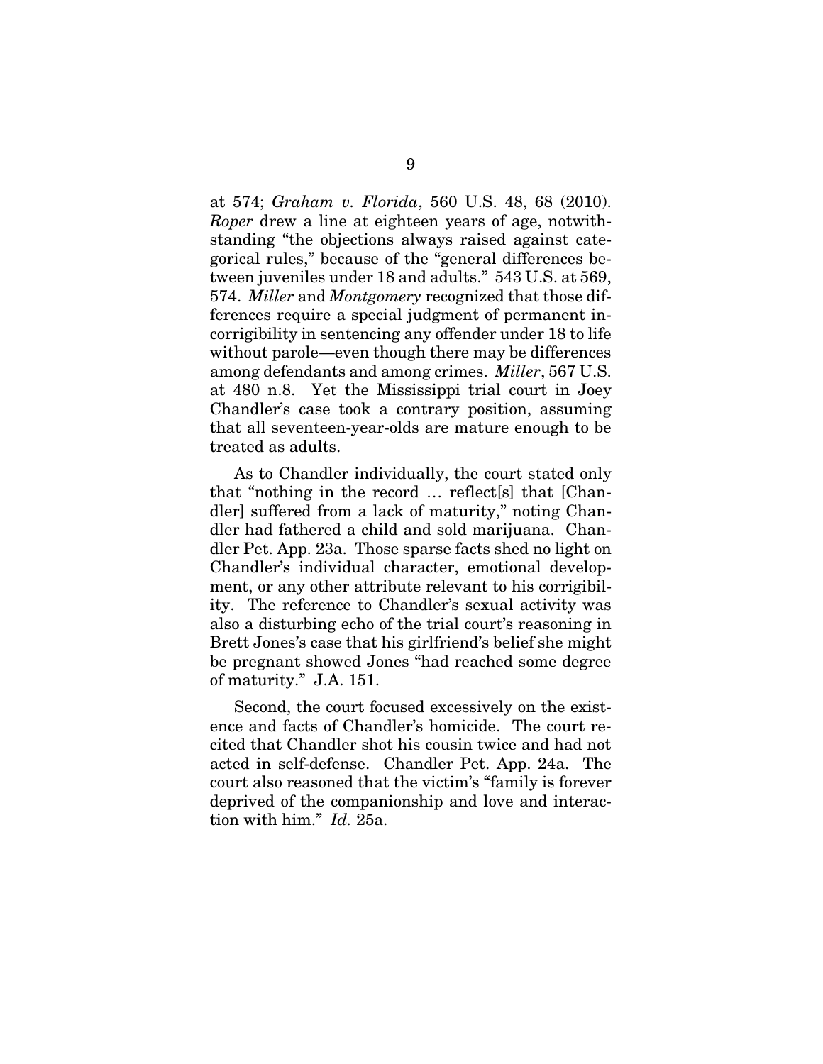at 574; *Graham v. Florida*, 560 U.S. 48, 68 (2010). *Roper* drew a line at eighteen years of age, notwithstanding "the objections always raised against categorical rules," because of the "general differences between juveniles under 18 and adults." 543 U.S. at 569, 574. *Miller* and *Montgomery* recognized that those differences require a special judgment of permanent incorrigibility in sentencing any offender under 18 to life without parole—even though there may be differences among defendants and among crimes. *Miller*, 567 U.S. at 480 n.8. Yet the Mississippi trial court in Joey Chandler's case took a contrary position, assuming that all seventeen-year-olds are mature enough to be treated as adults.

As to Chandler individually, the court stated only that "nothing in the record … reflect[s] that [Chandler] suffered from a lack of maturity," noting Chandler had fathered a child and sold marijuana. Chandler Pet. App. 23a. Those sparse facts shed no light on Chandler's individual character, emotional development, or any other attribute relevant to his corrigibility. The reference to Chandler's sexual activity was also a disturbing echo of the trial court's reasoning in Brett Jones's case that his girlfriend's belief she might be pregnant showed Jones "had reached some degree of maturity." J.A. 151.

Second, the court focused excessively on the existence and facts of Chandler's homicide. The court recited that Chandler shot his cousin twice and had not acted in self-defense. Chandler Pet. App. 24a. The court also reasoned that the victim's "family is forever deprived of the companionship and love and interaction with him." *Id.* 25a.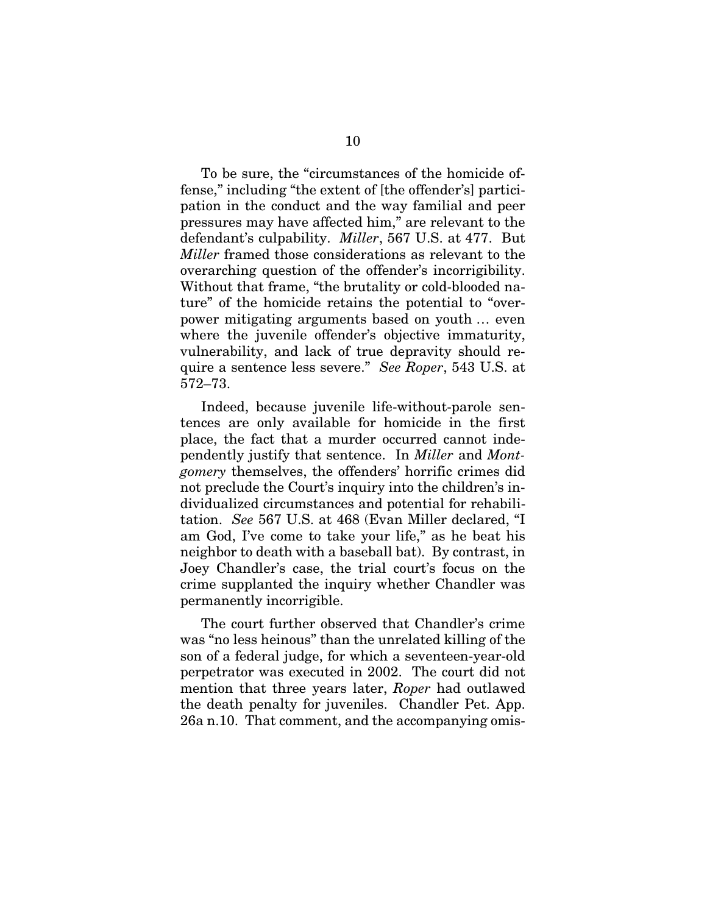To be sure, the "circumstances of the homicide offense," including "the extent of [the offender's] participation in the conduct and the way familial and peer pressures may have affected him," are relevant to the defendant's culpability. *Miller*, 567 U.S. at 477. But *Miller* framed those considerations as relevant to the overarching question of the offender's incorrigibility. Without that frame, "the brutality or cold-blooded nature" of the homicide retains the potential to "overpower mitigating arguments based on youth … even where the juvenile offender's objective immaturity, vulnerability, and lack of true depravity should require a sentence less severe." *See Roper*, 543 U.S. at 572–73.

Indeed, because juvenile life-without-parole sentences are only available for homicide in the first place, the fact that a murder occurred cannot independently justify that sentence. In *Miller* and *Montgomery* themselves, the offenders' horrific crimes did not preclude the Court's inquiry into the children's individualized circumstances and potential for rehabilitation. *See* 567 U.S. at 468 (Evan Miller declared, "I am God, I've come to take your life," as he beat his neighbor to death with a baseball bat). By contrast, in Joey Chandler's case, the trial court's focus on the crime supplanted the inquiry whether Chandler was permanently incorrigible.

The court further observed that Chandler's crime was "no less heinous" than the unrelated killing of the son of a federal judge, for which a seventeen-year-old perpetrator was executed in 2002. The court did not mention that three years later, *Roper* had outlawed the death penalty for juveniles. Chandler Pet. App. 26a n.10. That comment, and the accompanying omis-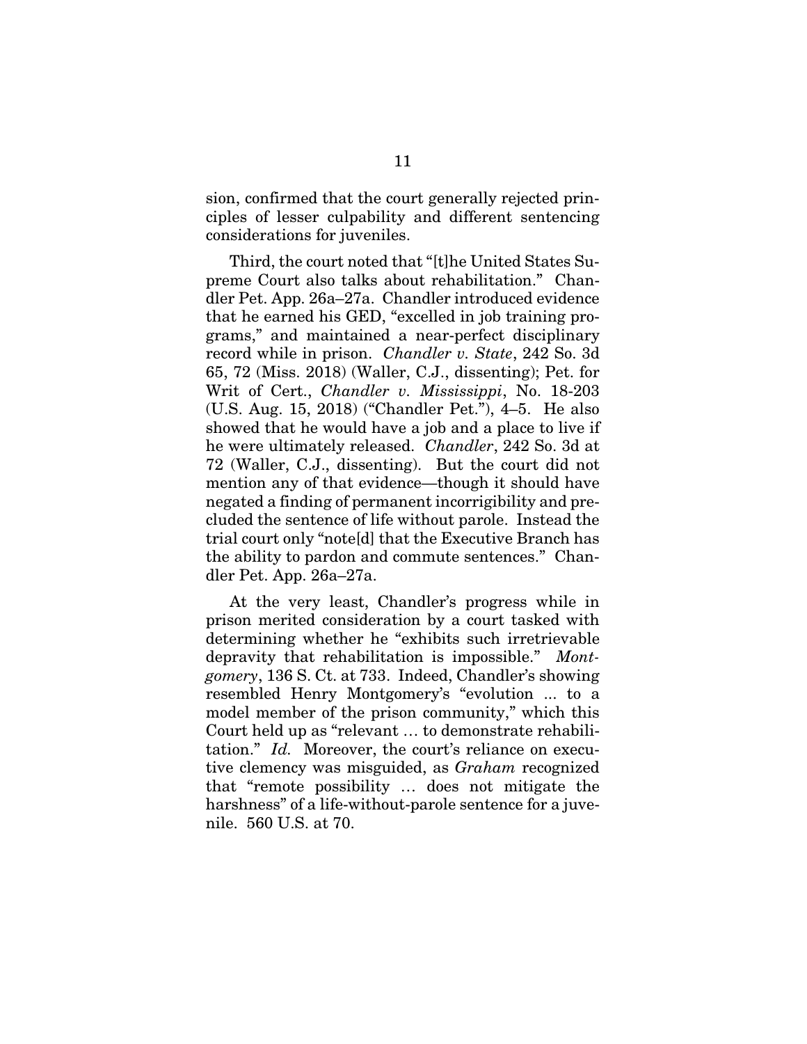sion, confirmed that the court generally rejected principles of lesser culpability and different sentencing considerations for juveniles.

Third, the court noted that "[t]he United States Supreme Court also talks about rehabilitation." Chandler Pet. App. 26a–27a. Chandler introduced evidence that he earned his GED, "excelled in job training programs," and maintained a near-perfect disciplinary record while in prison. *Chandler v. State*, 242 So. 3d 65, 72 (Miss. 2018) (Waller, C.J., dissenting); Pet. for Writ of Cert., *Chandler v. Mississippi*, No. 18-203 (U.S. Aug. 15, 2018) ("Chandler Pet."), 4–5. He also showed that he would have a job and a place to live if he were ultimately released. *Chandler*, 242 So. 3d at 72 (Waller, C.J., dissenting). But the court did not mention any of that evidence—though it should have negated a finding of permanent incorrigibility and precluded the sentence of life without parole. Instead the trial court only "note[d] that the Executive Branch has the ability to pardon and commute sentences." Chandler Pet. App. 26a–27a.

At the very least, Chandler's progress while in prison merited consideration by a court tasked with determining whether he "exhibits such irretrievable depravity that rehabilitation is impossible." *Montgomery*, 136 S. Ct. at 733. Indeed, Chandler's showing resembled Henry Montgomery's "evolution ... to a model member of the prison community," which this Court held up as "relevant … to demonstrate rehabilitation." *Id.* Moreover, the court's reliance on executive clemency was misguided, as *Graham* recognized that "remote possibility … does not mitigate the harshness" of a life-without-parole sentence for a juvenile. 560 U.S. at 70.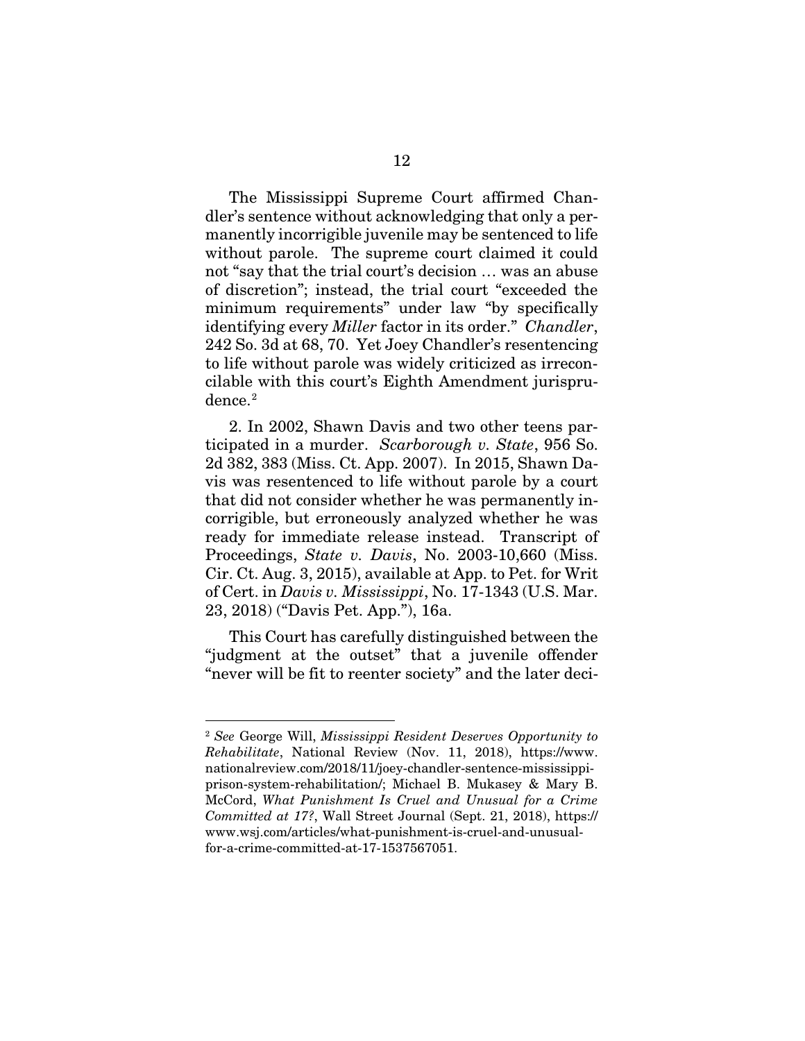The Mississippi Supreme Court affirmed Chandler's sentence without acknowledging that only a permanently incorrigible juvenile may be sentenced to life without parole. The supreme court claimed it could not "say that the trial court's decision … was an abuse of discretion"; instead, the trial court "exceeded the minimum requirements" under law "by specifically identifying every *Miller* factor in its order." *Chandler*, 242 So. 3d at 68, 70. Yet Joey Chandler's resentencing to life without parole was widely criticized as irreconcilable with this court's Eighth Amendment jurisprudence.[2]

2. In 2002, Shawn Davis and two other teens participated in a murder. *Scarborough v. State*, 956 So. 2d 382, 383 (Miss. Ct. App. 2007). In 2015, Shawn Davis was resentenced to life without parole by a court that did not consider whether he was permanently incorrigible, but erroneously analyzed whether he was ready for immediate release instead. Transcript of Proceedings, *State v. Davis*, No. 2003-10,660 (Miss. Cir. Ct. Aug. 3, 2015), available at App. to Pet. for Writ of Cert. in *Davis v. Mississippi*, No. 17-1343 (U.S. Mar. 23, 2018) ("Davis Pet. App."), 16a.

This Court has carefully distinguished between the "judgment at the outset" that a juvenile offender "never will be fit to reenter society" and the later deci-

---

[2] *See* George Will, *Mississippi Resident Deserves Opportunity to Rehabilitate*, National Review (Nov. 11, 2018), https://www.nationalreview.com/2018/11/joey-chandler-sentence-mississippi-prison-system-rehabilitation/; Michael B. Mukasey & Mary B. McCord, *What Punishment Is Cruel and Unusual for a Crime Committed at 17?*, Wall Street Journal (Sept. 21, 2018), https://www.wsj.com/articles/what-punishment-is-cruel-and-unusual-for-a-crime-committed-at-17-1537567051.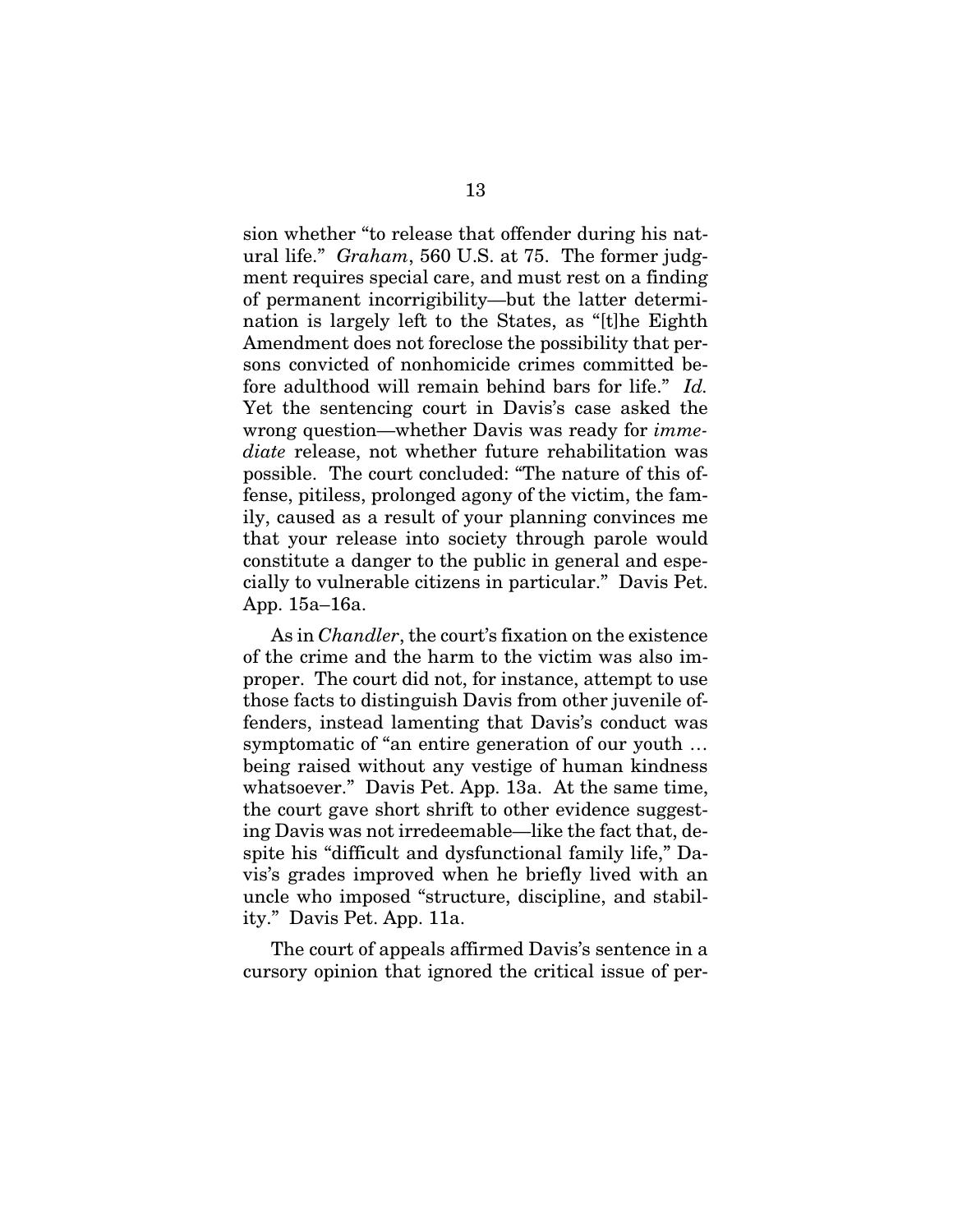sion whether "to release that offender during his natural life." *Graham*, 560 U.S. at 75. The former judgment requires special care, and must rest on a finding of permanent incorrigibility—but the latter determination is largely left to the States, as "[t]he Eighth Amendment does not foreclose the possibility that persons convicted of nonhomicide crimes committed before adulthood will remain behind bars for life." *Id.* Yet the sentencing court in Davis's case asked the wrong question—whether Davis was ready for *immediate* release, not whether future rehabilitation was possible. The court concluded: "The nature of this offense, pitiless, prolonged agony of the victim, the family, caused as a result of your planning convinces me that your release into society through parole would constitute a danger to the public in general and especially to vulnerable citizens in particular." Davis Pet. App. 15a–16a.

As in *Chandler*, the court's fixation on the existence of the crime and the harm to the victim was also improper. The court did not, for instance, attempt to use those facts to distinguish Davis from other juvenile offenders, instead lamenting that Davis's conduct was symptomatic of "an entire generation of our youth … being raised without any vestige of human kindness whatsoever." Davis Pet. App. 13a. At the same time, the court gave short shrift to other evidence suggesting Davis was not irredeemable—like the fact that, despite his "difficult and dysfunctional family life," Davis's grades improved when he briefly lived with an uncle who imposed "structure, discipline, and stability." Davis Pet. App. 11a.

The court of appeals affirmed Davis's sentence in a cursory opinion that ignored the critical issue of per-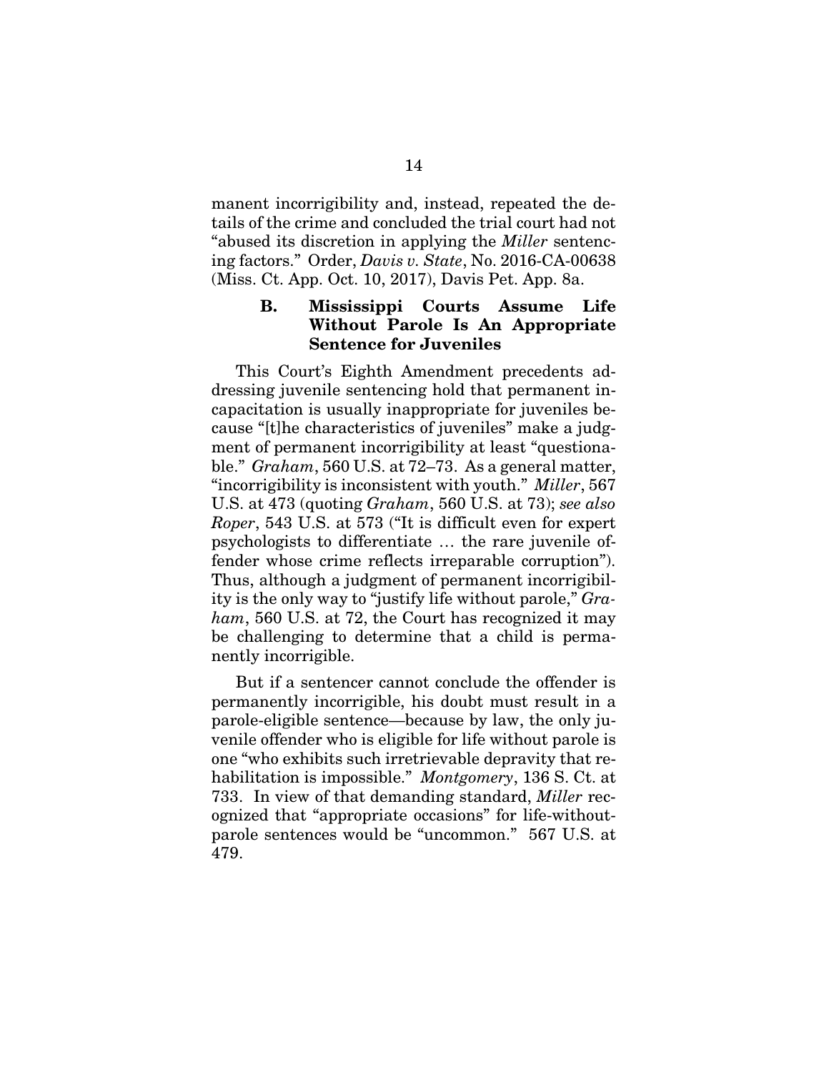manent incorrigibility and, instead, repeated the details of the crime and concluded the trial court had not "abused its discretion in applying the *Miller* sentencing factors." Order, *Davis v. State*, No. 2016-CA-00638 (Miss. Ct. App. Oct. 10, 2017), Davis Pet. App. 8a.

### B. Mississippi Courts Assume Life Without Parole Is An Appropriate Sentence for Juveniles

This Court's Eighth Amendment precedents addressing juvenile sentencing hold that permanent incapacitation is usually inappropriate for juveniles because "[t]he characteristics of juveniles" make a judgment of permanent incorrigibility at least "questionable." *Graham*, 560 U.S. at 72–73. As a general matter, "incorrigibility is inconsistent with youth." *Miller*, 567 U.S. at 473 (quoting *Graham*, 560 U.S. at 73); *see also Roper*, 543 U.S. at 573 ("It is difficult even for expert psychologists to differentiate … the rare juvenile offender whose crime reflects irreparable corruption"). Thus, although a judgment of permanent incorrigibility is the only way to "justify life without parole," *Graham*, 560 U.S. at 72, the Court has recognized it may be challenging to determine that a child is permanently incorrigible.

But if a sentencer cannot conclude the offender is permanently incorrigible, his doubt must result in a parole-eligible sentence—because by law, the only juvenile offender who is eligible for life without parole is one "who exhibits such irretrievable depravity that rehabilitation is impossible." *Montgomery*, 136 S. Ct. at 733. In view of that demanding standard, *Miller* recognized that "appropriate occasions" for life-without-parole sentences would be "uncommon." 567 U.S. at 479.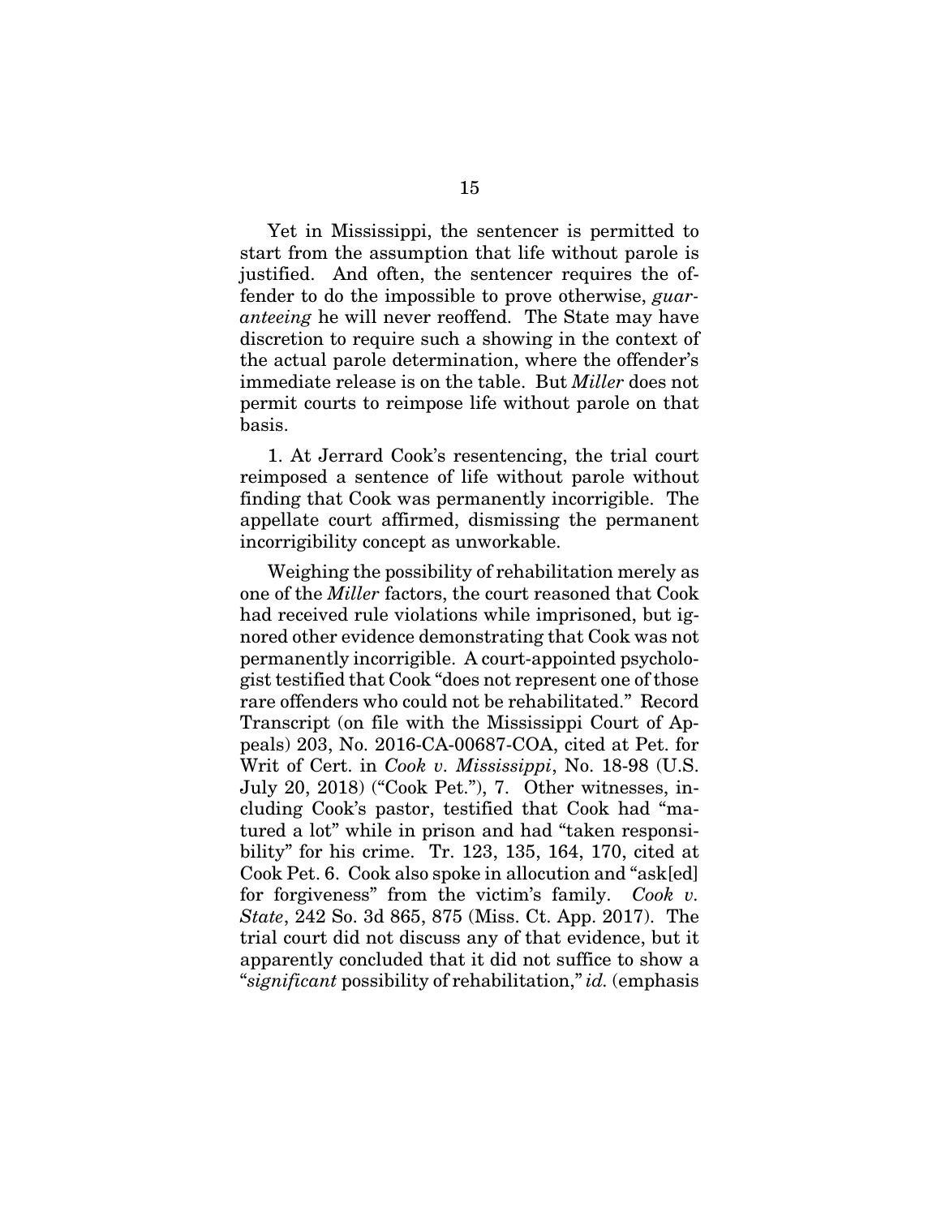Yet in Mississippi, the sentencer is permitted to start from the assumption that life without parole is justified. And often, the sentencer requires the offender to do the impossible to prove otherwise, *guaranteeing* he will never reoffend. The State may have discretion to require such a showing in the context of the actual parole determination, where the offender's immediate release is on the table. But *Miller* does not permit courts to reimpose life without parole on that basis.

1. At Jerrard Cook's resentencing, the trial court reimposed a sentence of life without parole without finding that Cook was permanently incorrigible. The appellate court affirmed, dismissing the permanent incorrigibility concept as unworkable.

Weighing the possibility of rehabilitation merely as one of the *Miller* factors, the court reasoned that Cook had received rule violations while imprisoned, but ignored other evidence demonstrating that Cook was not permanently incorrigible. A court-appointed psychologist testified that Cook "does not represent one of those rare offenders who could not be rehabilitated." Record Transcript (on file with the Mississippi Court of Appeals) 203, No. 2016-CA-00687-COA, cited at Pet. for Writ of Cert. in *Cook v. Mississippi*, No. 18-98 (U.S. July 20, 2018) ("Cook Pet."), 7. Other witnesses, including Cook's pastor, testified that Cook had "matured a lot" while in prison and had "taken responsibility" for his crime. Tr. 123, 135, 164, 170, cited at Cook Pet. 6. Cook also spoke in allocution and "ask[ed] for forgiveness" from the victim's family. *Cook v. State*, 242 So. 3d 865, 875 (Miss. Ct. App. 2017). The trial court did not discuss any of that evidence, but it apparently concluded that it did not suffice to show a "*significant* possibility of rehabilitation," *id.* (emphasis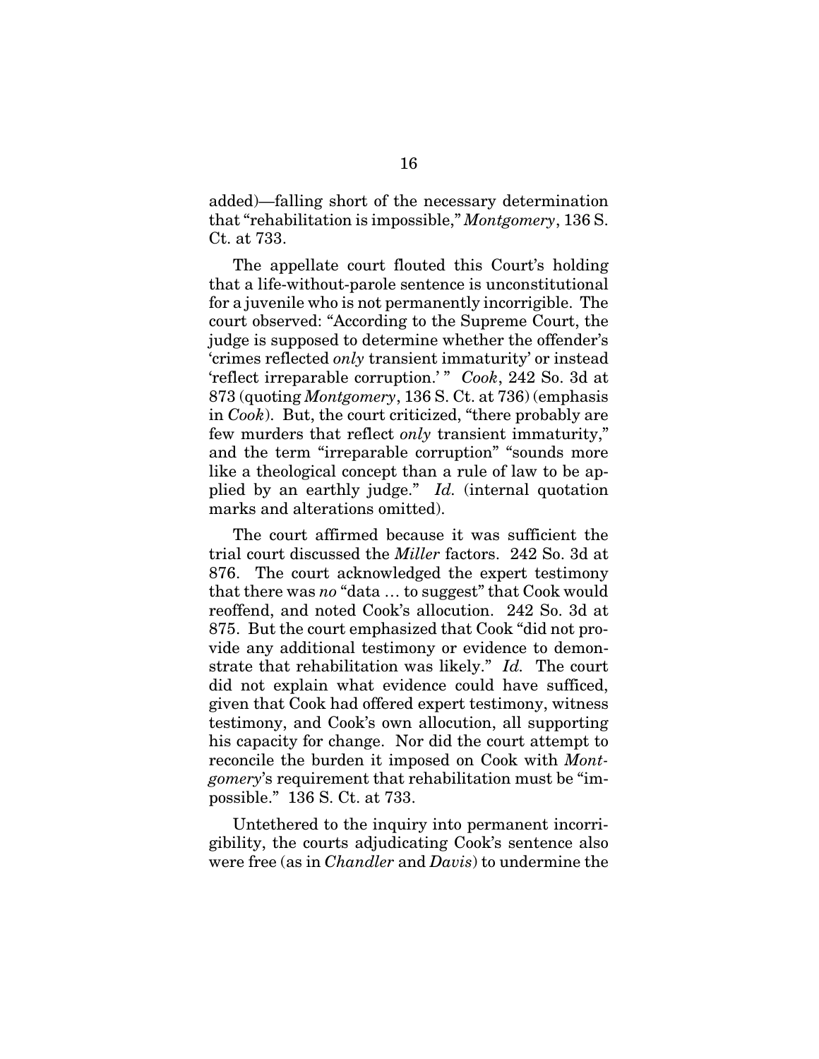added)—falling short of the necessary determination that "rehabilitation is impossible," *Montgomery*, 136 S. Ct. at 733.

The appellate court flouted this Court's holding that a life-without-parole sentence is unconstitutional for a juvenile who is not permanently incorrigible. The court observed: "According to the Supreme Court, the judge is supposed to determine whether the offender's 'crimes reflected *only* transient immaturity' or instead 'reflect irreparable corruption.' " *Cook*, 242 So. 3d at 873 (quoting *Montgomery*, 136 S. Ct. at 736) (emphasis in *Cook*). But, the court criticized, "there probably are few murders that reflect *only* transient immaturity," and the term "irreparable corruption" "sounds more like a theological concept than a rule of law to be applied by an earthly judge." *Id.* (internal quotation marks and alterations omitted).

The court affirmed because it was sufficient the trial court discussed the *Miller* factors. 242 So. 3d at 876. The court acknowledged the expert testimony that there was *no* "data … to suggest" that Cook would reoffend, and noted Cook's allocution. 242 So. 3d at 875. But the court emphasized that Cook "did not provide any additional testimony or evidence to demonstrate that rehabilitation was likely." *Id.* The court did not explain what evidence could have sufficed, given that Cook had offered expert testimony, witness testimony, and Cook's own allocution, all supporting his capacity for change. Nor did the court attempt to reconcile the burden it imposed on Cook with *Montgomery*'s requirement that rehabilitation must be "impossible." 136 S. Ct. at 733.

Untethered to the inquiry into permanent incorrigibility, the courts adjudicating Cook's sentence also were free (as in *Chandler* and *Davis*) to undermine the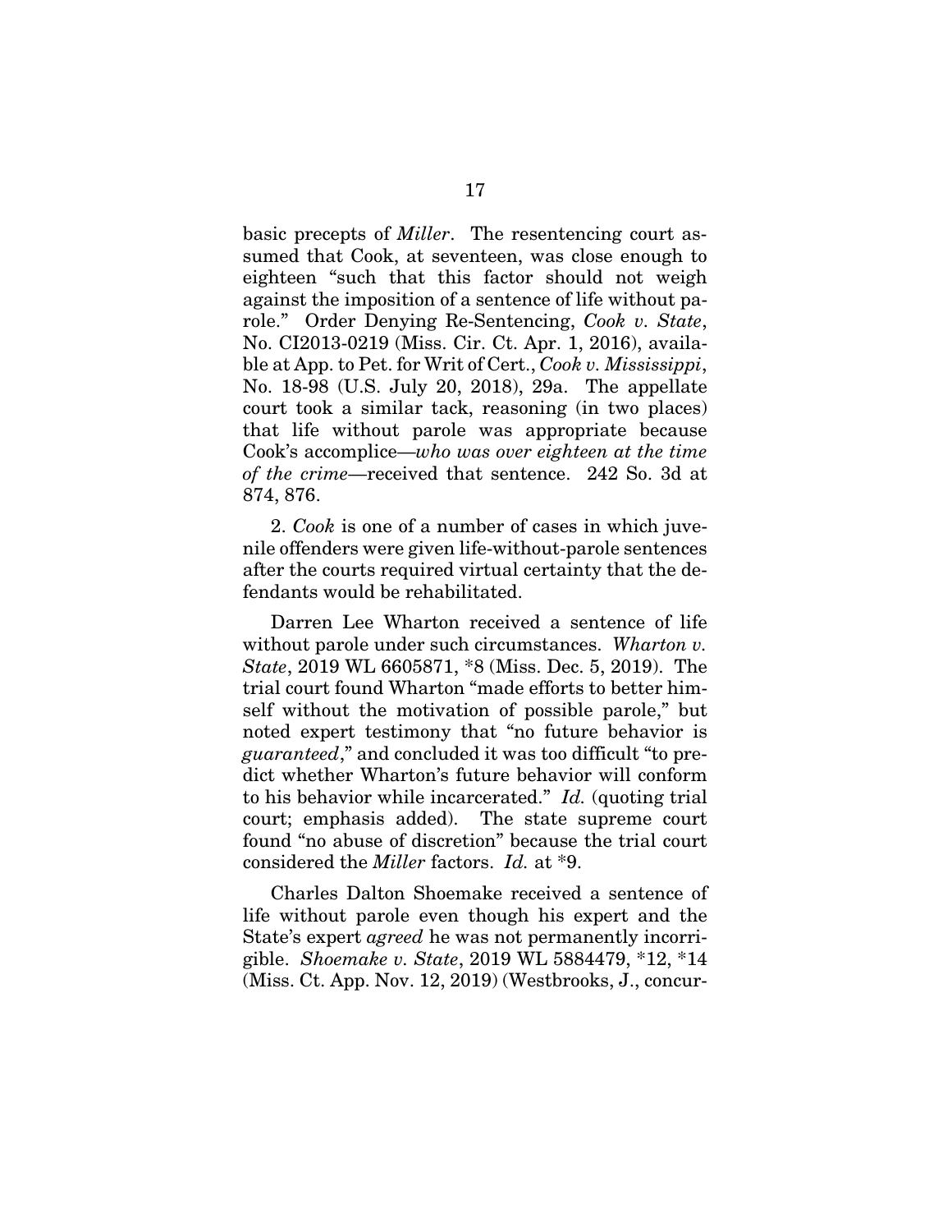basic precepts of *Miller*. The resentencing court assumed that Cook, at seventeen, was close enough to eighteen "such that this factor should not weigh against the imposition of a sentence of life without parole." Order Denying Re-Sentencing, *Cook v. State*, No. CI2013-0219 (Miss. Cir. Ct. Apr. 1, 2016), available at App. to Pet. for Writ of Cert., *Cook v. Mississippi*, No. 18-98 (U.S. July 20, 2018), 29a. The appellate court took a similar tack, reasoning (in two places) that life without parole was appropriate because Cook's accomplice—*who was over eighteen at the time of the crime*—received that sentence. 242 So. 3d at 874, 876.

2. *Cook* is one of a number of cases in which juvenile offenders were given life-without-parole sentences after the courts required virtual certainty that the defendants would be rehabilitated.

Darren Lee Wharton received a sentence of life without parole under such circumstances. *Wharton v. State*, 2019 WL 6605871, *8 (Miss. Dec. 5, 2019). The trial court found Wharton "made efforts to better himself without the motivation of possible parole," but noted expert testimony that "no future behavior is *guaranteed*," and concluded it was too difficult "to predict whether Wharton's future behavior will conform to his behavior while incarcerated." *Id.* (quoting trial court; emphasis added). The state supreme court found "no abuse of discretion" because the trial court considered the *Miller* factors. *Id.* at *9.

Charles Dalton Shoemake received a sentence of life without parole even though his expert and the State's expert *agreed* he was not permanently incorrigible. *Shoemake v. State*, 2019 WL 5884479, *12, *14 (Miss. Ct. App. Nov. 12, 2019) (Westbrooks, J., concur-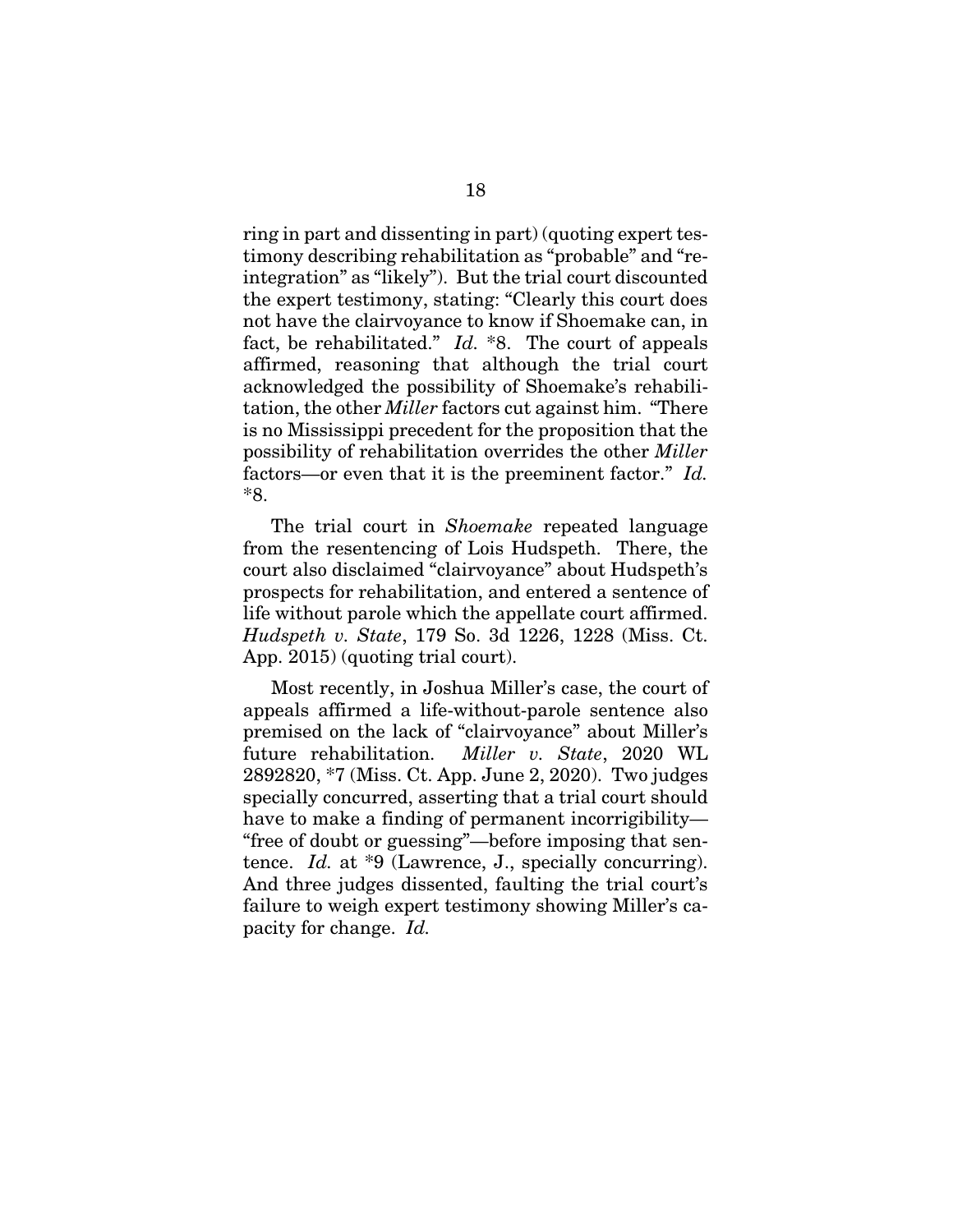ring in part and dissenting in part) (quoting expert testimony describing rehabilitation as "probable" and "reintegration" as "likely"). But the trial court discounted the expert testimony, stating: "Clearly this court does not have the clairvoyance to know if Shoemake can, in fact, be rehabilitated." *Id.* *8. The court of appeals affirmed, reasoning that although the trial court acknowledged the possibility of Shoemake's rehabilitation, the other *Miller* factors cut against him. "There is no Mississippi precedent for the proposition that the possibility of rehabilitation overrides the other *Miller* factors—or even that it is the preeminent factor." *Id.* *8.

The trial court in *Shoemake* repeated language from the resentencing of Lois Hudspeth. There, the court also disclaimed "clairvoyance" about Hudspeth's prospects for rehabilitation, and entered a sentence of life without parole which the appellate court affirmed. *Hudspeth v. State*, 179 So. 3d 1226, 1228 (Miss. Ct. App. 2015) (quoting trial court).

Most recently, in Joshua Miller's case, the court of appeals affirmed a life-without-parole sentence also premised on the lack of "clairvoyance" about Miller's future rehabilitation. *Miller v. State*, 2020 WL 2892820, *7 (Miss. Ct. App. June 2, 2020). Two judges specially concurred, asserting that a trial court should have to make a finding of permanent incorrigibility—"free of doubt or guessing"—before imposing that sentence. *Id.* at *9 (Lawrence, J., specially concurring). And three judges dissented, faulting the trial court's failure to weigh expert testimony showing Miller's capacity for change. *Id.*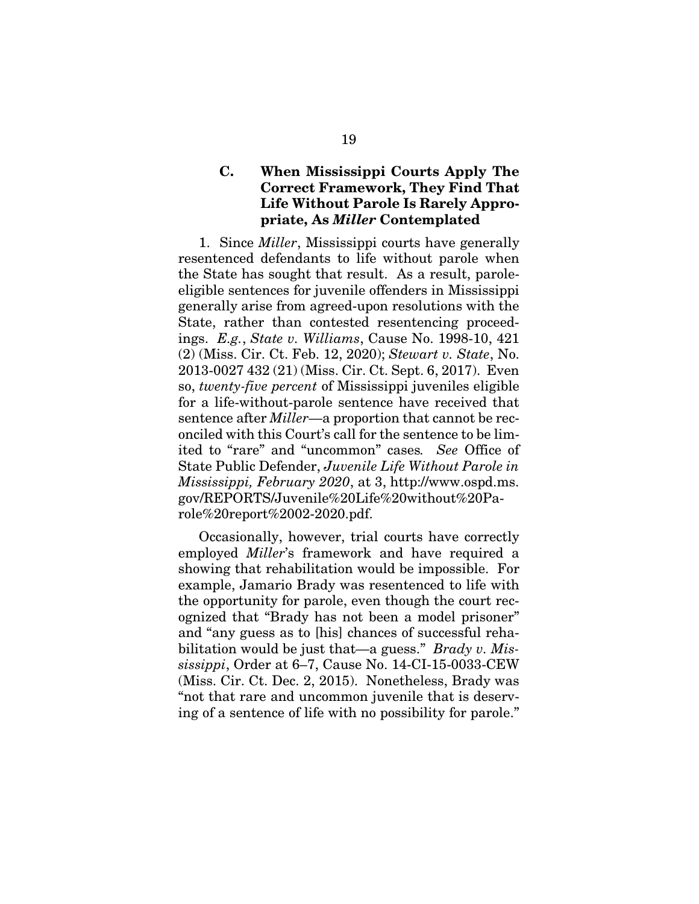### C. When Mississippi Courts Apply The Correct Framework, They Find That Life Without Parole Is Rarely Appropriate, As *Miller* Contemplated

1. Since *Miller*, Mississippi courts have generally resentenced defendants to life without parole when the State has sought that result. As a result, parole-eligible sentences for juvenile offenders in Mississippi generally arise from agreed-upon resolutions with the State, rather than contested resentencing proceedings. *E.g.*, *State v. Williams*, Cause No. 1998-10, 421 (2) (Miss. Cir. Ct. Feb. 12, 2020); *Stewart v. State*, No. 2013-0027 432 (21) (Miss. Cir. Ct. Sept. 6, 2017). Even so, *twenty-five percent* of Mississippi juveniles eligible for a life-without-parole sentence have received that sentence after *Miller*—a proportion that cannot be reconciled with this Court's call for the sentence to be limited to "rare" and "uncommon" cases. *See* Office of State Public Defender, *Juvenile Life Without Parole in Mississippi, February 2020*, at 3, http://www.ospd.ms.gov/REPORTS/Juvenile%20Life%20without%20Parole%20report%2002-2020.pdf.

Occasionally, however, trial courts have correctly employed *Miller*'s framework and have required a showing that rehabilitation would be impossible. For example, Jamario Brady was resentenced to life with the opportunity for parole, even though the court recognized that "Brady has not been a model prisoner" and "any guess as to [his] chances of successful rehabilitation would be just that—a guess." *Brady v. Mississippi*, Order at 6–7, Cause No. 14-CI-15-0033-CEW (Miss. Cir. Ct. Dec. 2, 2015). Nonetheless, Brady was "not that rare and uncommon juvenile that is deserving of a sentence of life with no possibility for parole."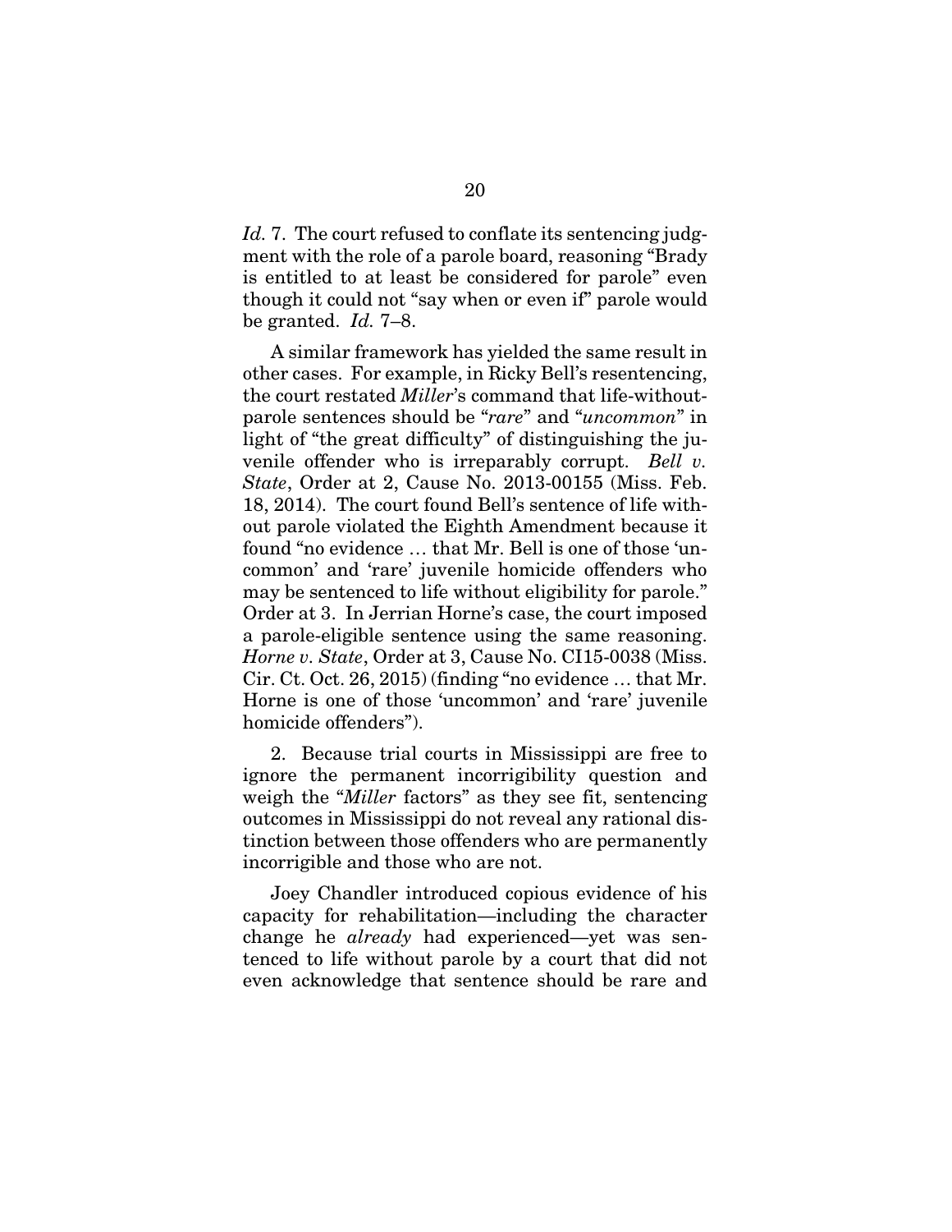*Id.* 7. The court refused to conflate its sentencing judgment with the role of a parole board, reasoning "Brady is entitled to at least be considered for parole" even though it could not "say when or even if" parole would be granted. *Id.* 7–8.

A similar framework has yielded the same result in other cases. For example, in Ricky Bell's resentencing, the court restated *Miller*'s command that life-without-parole sentences should be "*rare*" and "*uncommon*" in light of "the great difficulty" of distinguishing the juvenile offender who is irreparably corrupt. *Bell v. State*, Order at 2, Cause No. 2013-00155 (Miss. Feb. 18, 2014). The court found Bell's sentence of life without parole violated the Eighth Amendment because it found "no evidence … that Mr. Bell is one of those 'uncommon' and 'rare' juvenile homicide offenders who may be sentenced to life without eligibility for parole." Order at 3. In Jerrian Horne's case, the court imposed a parole-eligible sentence using the same reasoning. *Horne v. State*, Order at 3, Cause No. CI15-0038 (Miss. Cir. Ct. Oct. 26, 2015) (finding "no evidence … that Mr. Horne is one of those 'uncommon' and 'rare' juvenile homicide offenders").

2. Because trial courts in Mississippi are free to ignore the permanent incorrigibility question and weigh the "*Miller* factors" as they see fit, sentencing outcomes in Mississippi do not reveal any rational distinction between those offenders who are permanently incorrigible and those who are not.

Joey Chandler introduced copious evidence of his capacity for rehabilitation—including the character change he *already* had experienced—yet was sentenced to life without parole by a court that did not even acknowledge that sentence should be rare and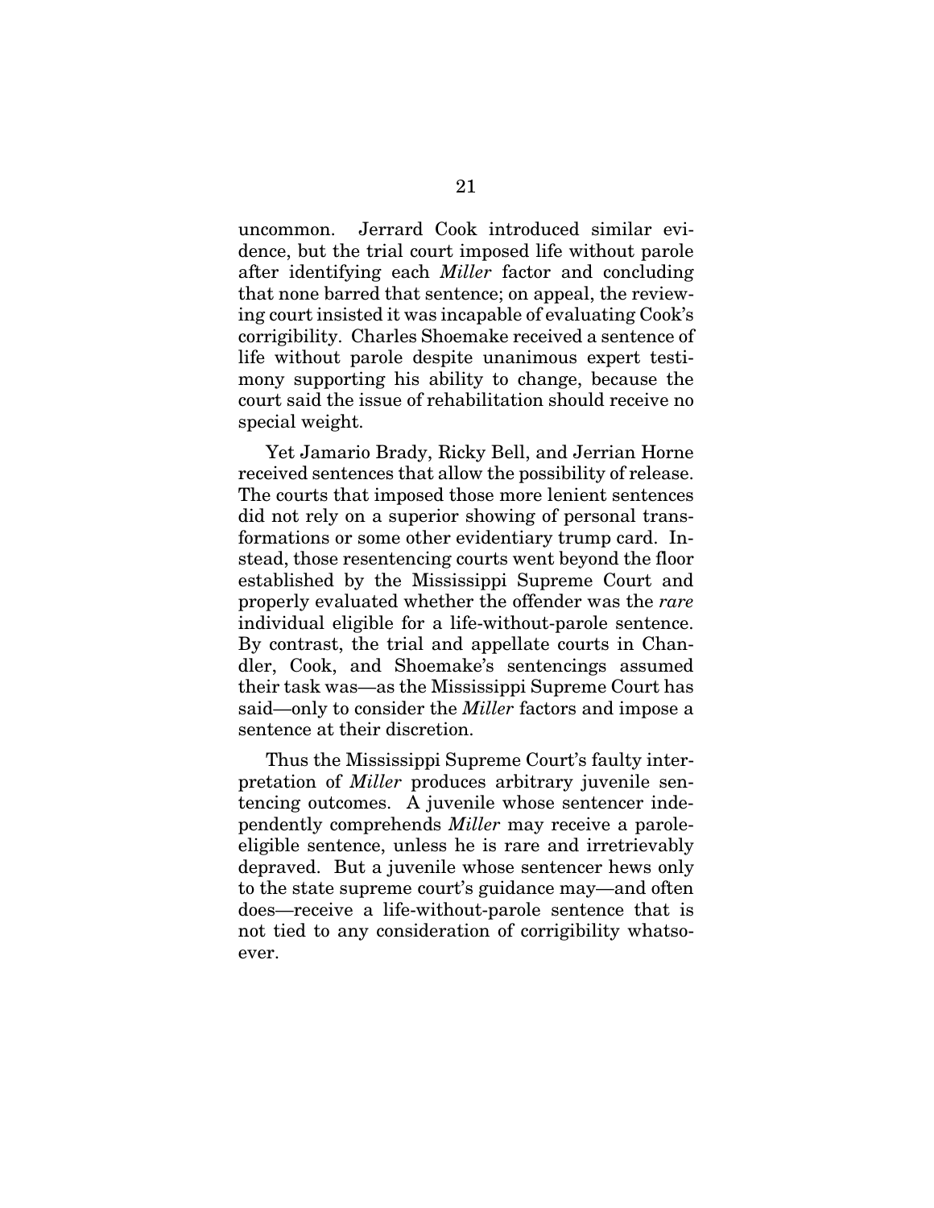uncommon. Jerrard Cook introduced similar evidence, but the trial court imposed life without parole after identifying each *Miller* factor and concluding that none barred that sentence; on appeal, the reviewing court insisted it was incapable of evaluating Cook's corrigibility. Charles Shoemake received a sentence of life without parole despite unanimous expert testimony supporting his ability to change, because the court said the issue of rehabilitation should receive no special weight.

Yet Jamario Brady, Ricky Bell, and Jerrian Horne received sentences that allow the possibility of release. The courts that imposed those more lenient sentences did not rely on a superior showing of personal transformations or some other evidentiary trump card. Instead, those resentencing courts went beyond the floor established by the Mississippi Supreme Court and properly evaluated whether the offender was the *rare* individual eligible for a life-without-parole sentence. By contrast, the trial and appellate courts in Chandler, Cook, and Shoemake's sentencings assumed their task was—as the Mississippi Supreme Court has said—only to consider the *Miller* factors and impose a sentence at their discretion.

Thus the Mississippi Supreme Court's faulty interpretation of *Miller* produces arbitrary juvenile sentencing outcomes. A juvenile whose sentencer independently comprehends *Miller* may receive a parole-eligible sentence, unless he is rare and irretrievably depraved. But a juvenile whose sentencer hews only to the state supreme court's guidance may—and often does—receive a life-without-parole sentence that is not tied to any consideration of corrigibility whatsoever.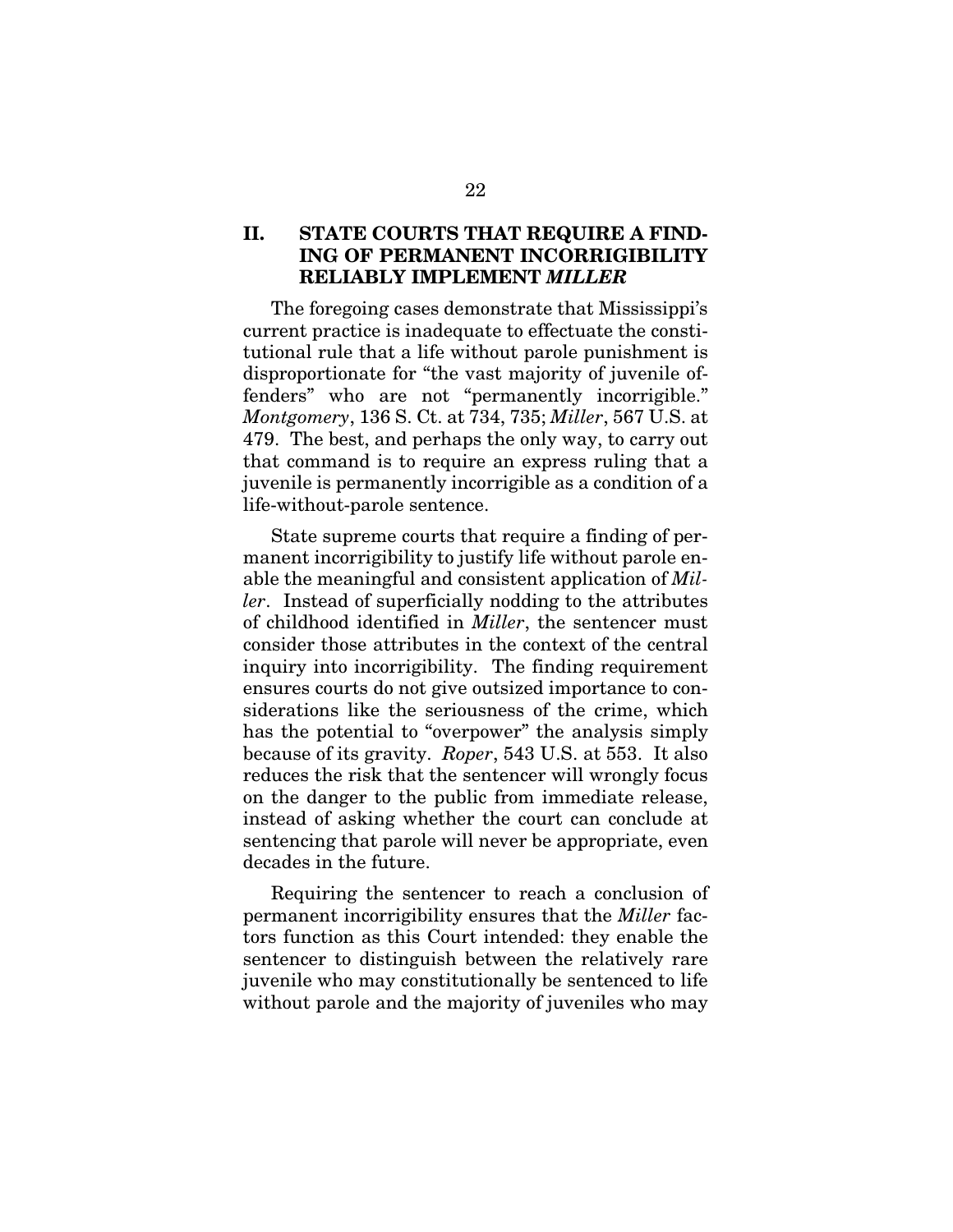## II. STATE COURTS THAT REQUIRE A FINDING OF PERMANENT INCORRIGIBILITY RELIABLY IMPLEMENT *MILLER*

The foregoing cases demonstrate that Mississippi's current practice is inadequate to effectuate the constitutional rule that a life without parole punishment is disproportionate for "the vast majority of juvenile offenders" who are not "permanently incorrigible." *Montgomery*, 136 S. Ct. at 734, 735; *Miller*, 567 U.S. at 479. The best, and perhaps the only way, to carry out that command is to require an express ruling that a juvenile is permanently incorrigible as a condition of a life-without-parole sentence.

State supreme courts that require a finding of permanent incorrigibility to justify life without parole enable the meaningful and consistent application of *Miller*. Instead of superficially nodding to the attributes of childhood identified in *Miller*, the sentencer must consider those attributes in the context of the central inquiry into incorrigibility. The finding requirement ensures courts do not give outsized importance to considerations like the seriousness of the crime, which has the potential to "overpower" the analysis simply because of its gravity. *Roper*, 543 U.S. at 553. It also reduces the risk that the sentencer will wrongly focus on the danger to the public from immediate release, instead of asking whether the court can conclude at sentencing that parole will never be appropriate, even decades in the future.

Requiring the sentencer to reach a conclusion of permanent incorrigibility ensures that the *Miller* factors function as this Court intended: they enable the sentencer to distinguish between the relatively rare juvenile who may constitutionally be sentenced to life without parole and the majority of juveniles who may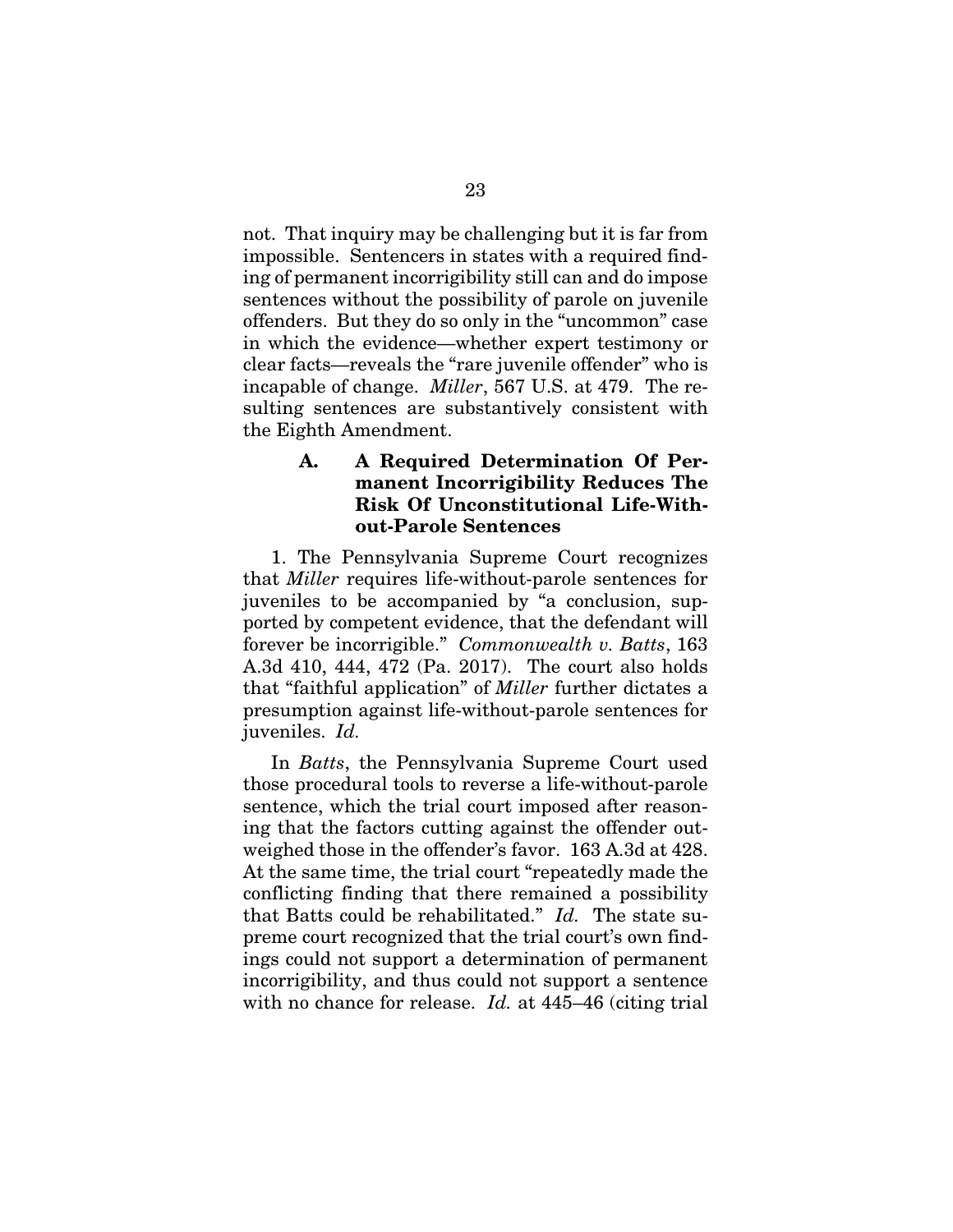not. That inquiry may be challenging but it is far from impossible. Sentencers in states with a required finding of permanent incorrigibility still can and do impose sentences without the possibility of parole on juvenile offenders. But they do so only in the "uncommon" case in which the evidence—whether expert testimony or clear facts—reveals the "rare juvenile offender" who is incapable of change. *Miller*, 567 U.S. at 479. The resulting sentences are substantively consistent with the Eighth Amendment.

### A. A Required Determination Of Permanent Incorrigibility Reduces The Risk Of Unconstitutional Life-Without-Parole Sentences

1. The Pennsylvania Supreme Court recognizes that *Miller* requires life-without-parole sentences for juveniles to be accompanied by "a conclusion, supported by competent evidence, that the defendant will forever be incorrigible." *Commonwealth v. Batts*, 163 A.3d 410, 444, 472 (Pa. 2017). The court also holds that "faithful application" of *Miller* further dictates a presumption against life-without-parole sentences for juveniles. *Id.*

In *Batts*, the Pennsylvania Supreme Court used those procedural tools to reverse a life-without-parole sentence, which the trial court imposed after reasoning that the factors cutting against the offender outweighed those in the offender's favor. 163 A.3d at 428. At the same time, the trial court "repeatedly made the conflicting finding that there remained a possibility that Batts could be rehabilitated." *Id.* The state supreme court recognized that the trial court's own findings could not support a determination of permanent incorrigibility, and thus could not support a sentence with no chance for release. *Id.* at 445–46 (citing trial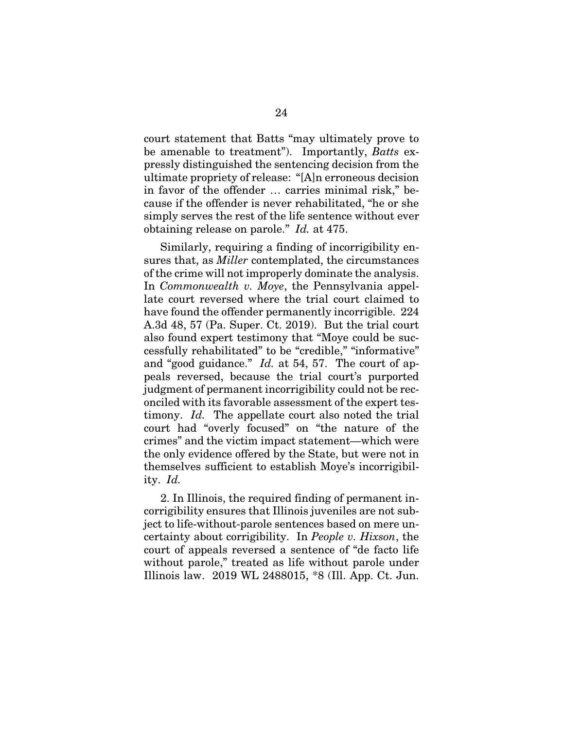court statement that Batts "may ultimately prove to be amenable to treatment"). Importantly, *Batts* expressly distinguished the sentencing decision from the ultimate propriety of release: "[A]n erroneous decision in favor of the offender … carries minimal risk," because if the offender is never rehabilitated, "he or she simply serves the rest of the life sentence without ever obtaining release on parole." *Id.* at 475.

Similarly, requiring a finding of incorrigibility ensures that, as *Miller* contemplated, the circumstances of the crime will not improperly dominate the analysis. In *Commonwealth v. Moye*, the Pennsylvania appellate court reversed where the trial court claimed to have found the offender permanently incorrigible. 224 A.3d 48, 57 (Pa. Super. Ct. 2019). But the trial court also found expert testimony that "Moye could be successfully rehabilitated" to be "credible," "informative" and "good guidance." *Id.* at 54, 57. The court of appeals reversed, because the trial court's purported judgment of permanent incorrigibility could not be reconciled with its favorable assessment of the expert testimony. *Id.* The appellate court also noted the trial court had "overly focused" on "the nature of the crimes" and the victim impact statement—which were the only evidence offered by the State, but were not in themselves sufficient to establish Moye's incorrigibility. *Id.*

2. In Illinois, the required finding of permanent incorrigibility ensures that Illinois juveniles are not subject to life-without-parole sentences based on mere uncertainty about corrigibility. In *People v. Hixson*, the court of appeals reversed a sentence of "de facto life without parole," treated as life without parole under Illinois law. 2019 WL 2488015, *8 (Ill. App. Ct. Jun.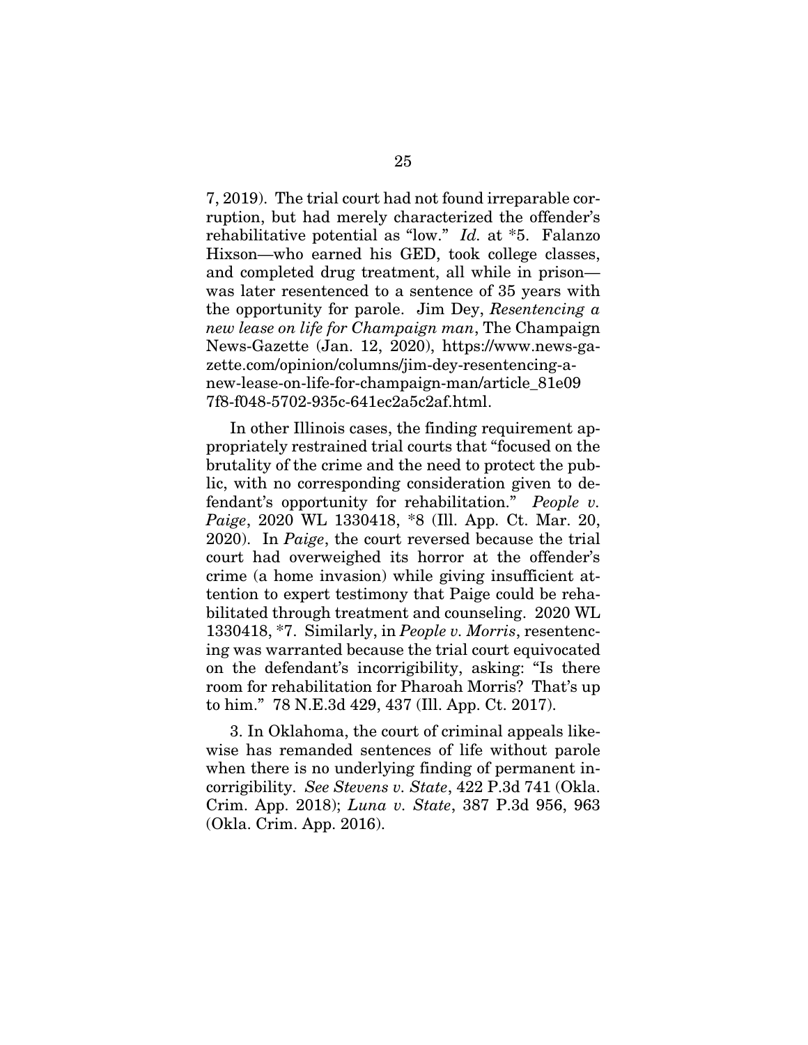7, 2019). The trial court had not found irreparable corruption, but had merely characterized the offender's rehabilitative potential as "low." *Id.* at *5. Falanzo Hixson—who earned his GED, took college classes, and completed drug treatment, all while in prison—was later resentenced to a sentence of 35 years with the opportunity for parole. Jim Dey, *Resentencing a new lease on life for Champaign man*, The Champaign News-Gazette (Jan. 12, 2020), https://www.news-gazette.com/opinion/columns/jim-dey-resentencing-a-new-lease-on-life-for-champaign-man/article_81e097f8-f048-5702-935c-641ec2a5c2af.html.

In other Illinois cases, the finding requirement appropriately restrained trial courts that "focused on the brutality of the crime and the need to protect the public, with no corresponding consideration given to defendant's opportunity for rehabilitation." *People v. Paige*, 2020 WL 1330418, *8 (Ill. App. Ct. Mar. 20, 2020). In *Paige*, the court reversed because the trial court had overweighed its horror at the offender's crime (a home invasion) while giving insufficient attention to expert testimony that Paige could be rehabilitated through treatment and counseling. 2020 WL 1330418, *7. Similarly, in *People v. Morris*, resentencing was warranted because the trial court equivocated on the defendant's incorrigibility, asking: "Is there room for rehabilitation for Pharoah Morris? That's up to him." 78 N.E.3d 429, 437 (Ill. App. Ct. 2017).

3. In Oklahoma, the court of criminal appeals likewise has remanded sentences of life without parole when there is no underlying finding of permanent incorrigibility. *See Stevens v. State*, 422 P.3d 741 (Okla. Crim. App. 2018); *Luna v. State*, 387 P.3d 956, 963 (Okla. Crim. App. 2016).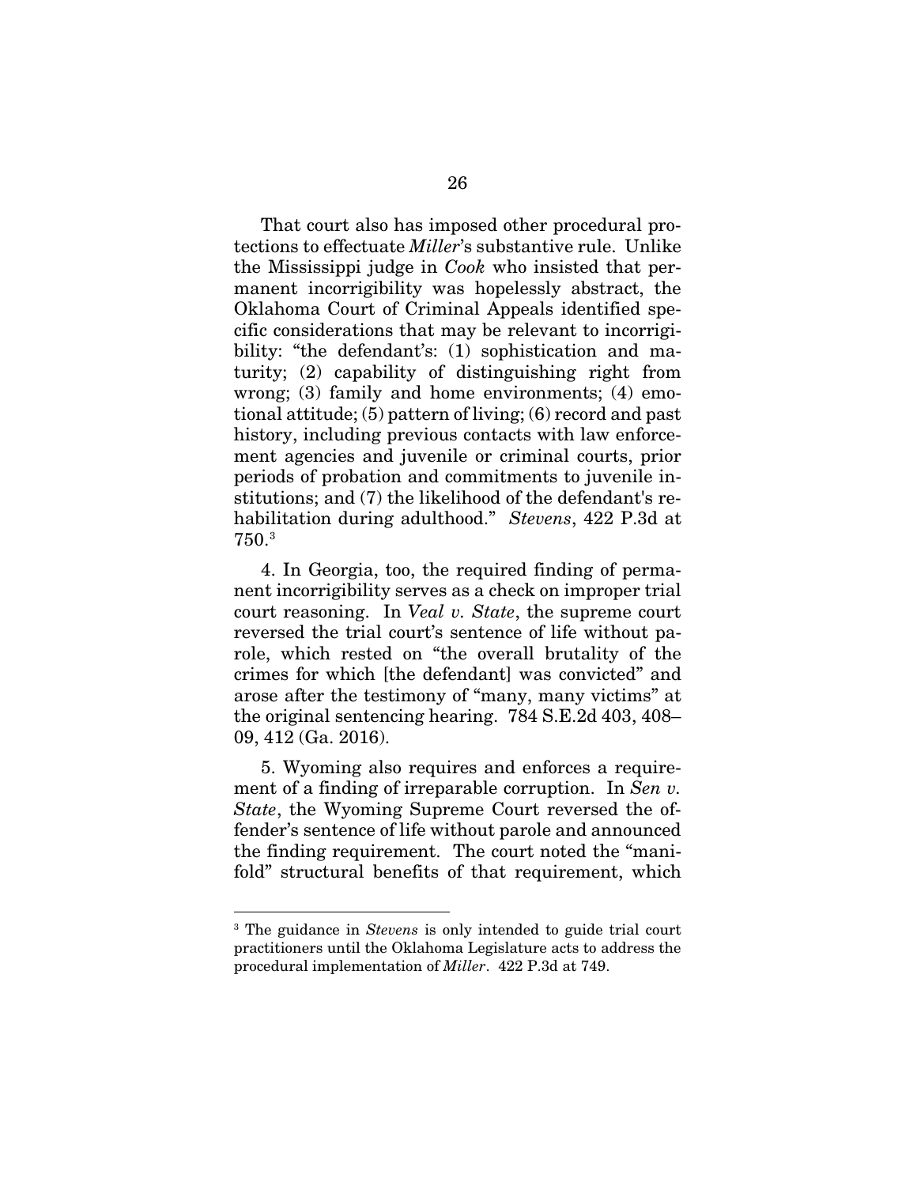That court also has imposed other procedural protections to effectuate *Miller*'s substantive rule. Unlike the Mississippi judge in *Cook* who insisted that permanent incorrigibility was hopelessly abstract, the Oklahoma Court of Criminal Appeals identified specific considerations that may be relevant to incorrigibility: "the defendant's: (1) sophistication and maturity; (2) capability of distinguishing right from wrong; (3) family and home environments; (4) emotional attitude; (5) pattern of living; (6) record and past history, including previous contacts with law enforcement agencies and juvenile or criminal courts, prior periods of probation and commitments to juvenile institutions; and (7) the likelihood of the defendant's rehabilitation during adulthood." *Stevens*, 422 P.3d at 750.[3]

4. In Georgia, too, the required finding of permanent incorrigibility serves as a check on improper trial court reasoning. In *Veal v. State*, the supreme court reversed the trial court's sentence of life without parole, which rested on "the overall brutality of the crimes for which [the defendant] was convicted" and arose after the testimony of "many, many victims" at the original sentencing hearing. 784 S.E.2d 403, 408–09, 412 (Ga. 2016).

5. Wyoming also requires and enforces a requirement of a finding of irreparable corruption. In *Sen v. State*, the Wyoming Supreme Court reversed the offender's sentence of life without parole and announced the finding requirement. The court noted the "manifold" structural benefits of that requirement, which

---

[3] The guidance in *Stevens* is only intended to guide trial court practitioners until the Oklahoma Legislature acts to address the procedural implementation of *Miller*. 422 P.3d at 749.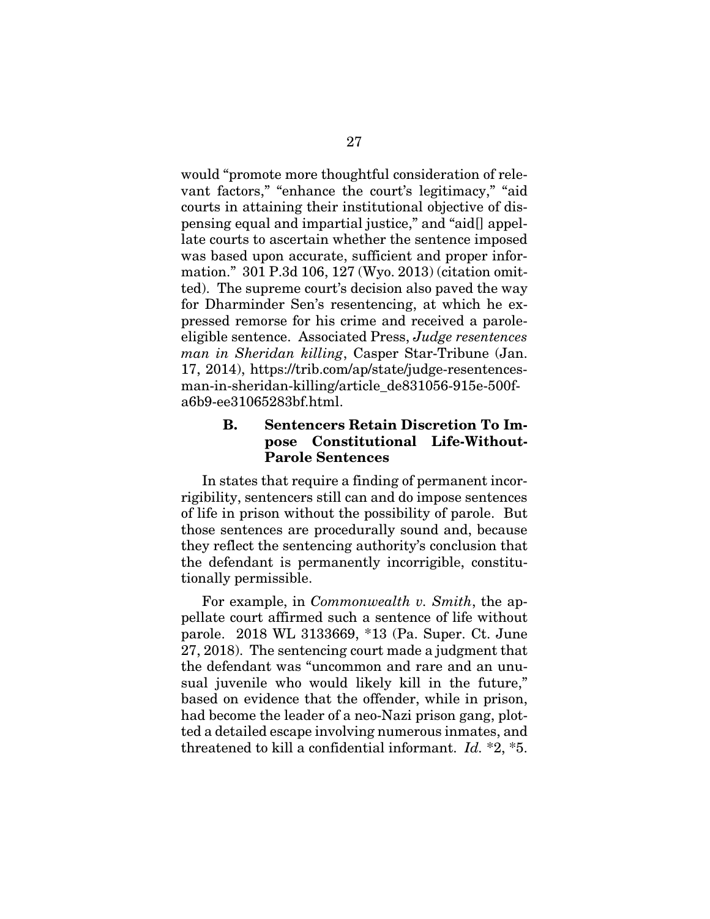would "promote more thoughtful consideration of relevant factors," "enhance the court's legitimacy," "aid courts in attaining their institutional objective of dispensing equal and impartial justice," and "aid[] appellate courts to ascertain whether the sentence imposed was based upon accurate, sufficient and proper information." 301 P.3d 106, 127 (Wyo. 2013) (citation omitted). The supreme court's decision also paved the way for Dharminder Sen's resentencing, at which he expressed remorse for his crime and received a parole-eligible sentence. Associated Press, *Judge resentences man in Sheridan killing*, Casper Star-Tribune (Jan. 17, 2014), https://trib.com/ap/state/judge-resentences-man-in-sheridan-killing/article_de831056-915e-500f-a6b9-ee31065283bf.html.

### B. Sentencers Retain Discretion To Impose Constitutional Life-Without-Parole Sentences

In states that require a finding of permanent incorrigibility, sentencers still can and do impose sentences of life in prison without the possibility of parole. But those sentences are procedurally sound and, because they reflect the sentencing authority's conclusion that the defendant is permanently incorrigible, constitutionally permissible.

For example, in *Commonwealth v. Smith*, the appellate court affirmed such a sentence of life without parole. 2018 WL 3133669, *13 (Pa. Super. Ct. June 27, 2018). The sentencing court made a judgment that the defendant was "uncommon and rare and an unusual juvenile who would likely kill in the future," based on evidence that the offender, while in prison, had become the leader of a neo-Nazi prison gang, plotted a detailed escape involving numerous inmates, and threatened to kill a confidential informant. *Id.* *2, *5.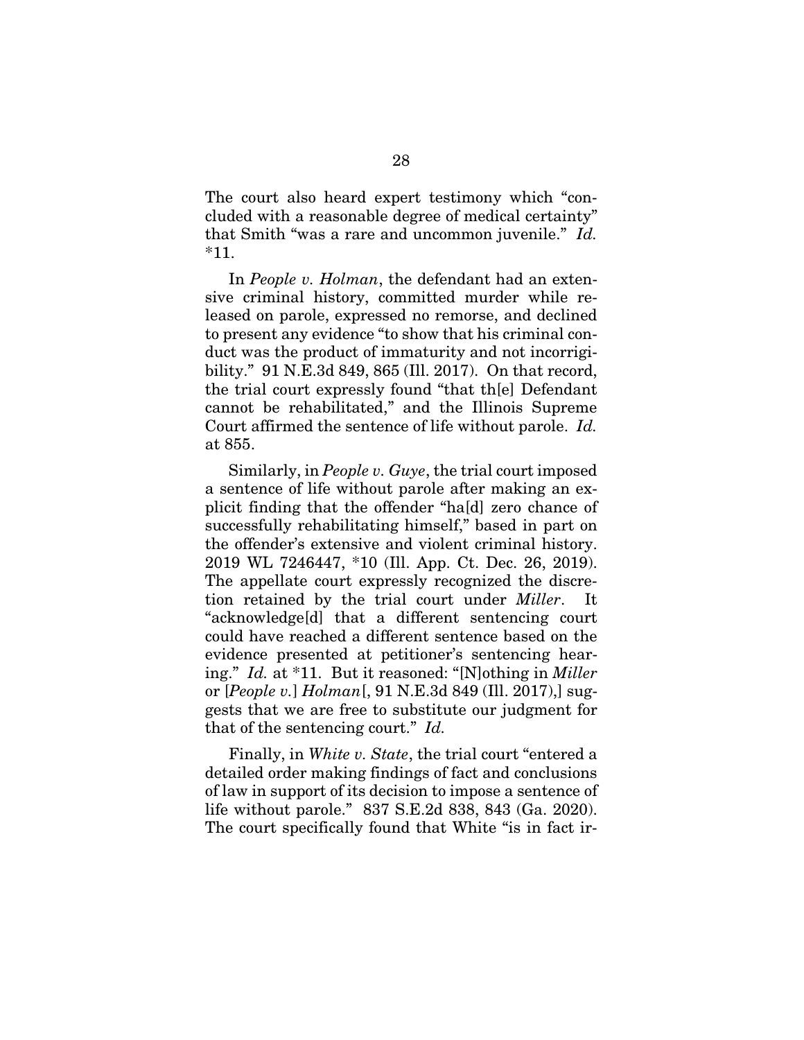The court also heard expert testimony which "concluded with a reasonable degree of medical certainty" that Smith "was a rare and uncommon juvenile." *Id.* *11.

In *People v. Holman*, the defendant had an extensive criminal history, committed murder while released on parole, expressed no remorse, and declined to present any evidence "to show that his criminal conduct was the product of immaturity and not incorrigibility." 91 N.E.3d 849, 865 (Ill. 2017). On that record, the trial court expressly found "that th[e] Defendant cannot be rehabilitated," and the Illinois Supreme Court affirmed the sentence of life without parole. *Id.* at 855.

Similarly, in *People v. Guye*, the trial court imposed a sentence of life without parole after making an explicit finding that the offender "ha[d] zero chance of successfully rehabilitating himself," based in part on the offender's extensive and violent criminal history. 2019 WL 7246447, *10 (Ill. App. Ct. Dec. 26, 2019). The appellate court expressly recognized the discretion retained by the trial court under *Miller*. It "acknowledge[d] that a different sentencing court could have reached a different sentence based on the evidence presented at petitioner's sentencing hearing." *Id.* at *11. But it reasoned: "[N]othing in *Miller* or [*People v.*] *Holman*[, 91 N.E.3d 849 (Ill. 2017),] suggests that we are free to substitute our judgment for that of the sentencing court." *Id.*

Finally, in *White v. State*, the trial court "entered a detailed order making findings of fact and conclusions of law in support of its decision to impose a sentence of life without parole." 837 S.E.2d 838, 843 (Ga. 2020). The court specifically found that White "is in fact ir-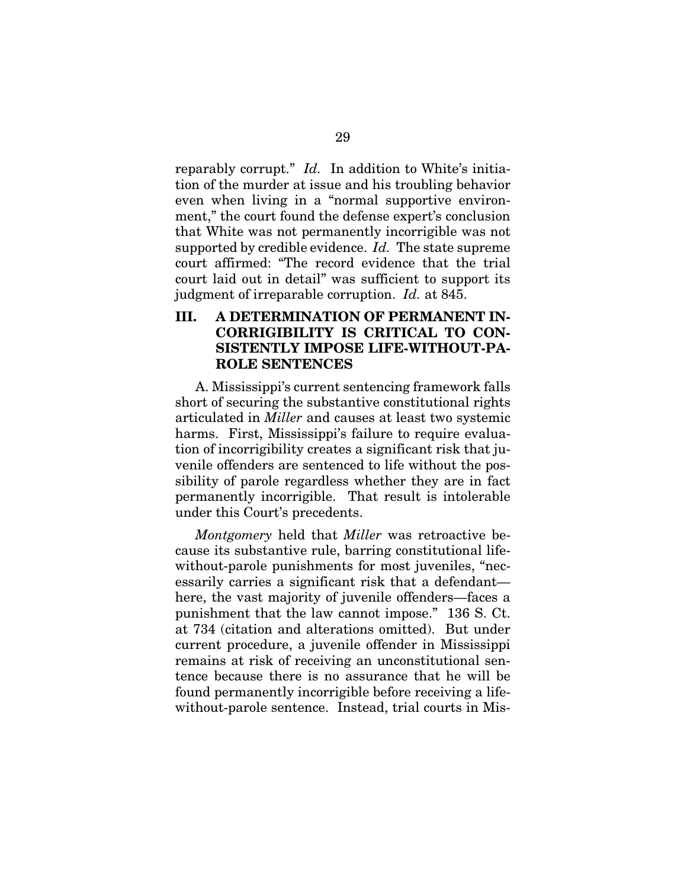reparably corrupt." *Id.* In addition to White's initiation of the murder at issue and his troubling behavior even when living in a "normal supportive environment," the court found the defense expert's conclusion that White was not permanently incorrigible was not supported by credible evidence. *Id.* The state supreme court affirmed: "The record evidence that the trial court laid out in detail" was sufficient to support its judgment of irreparable corruption. *Id.* at 845.

## III. A DETERMINATION OF PERMANENT INCORRIGIBILITY IS CRITICAL TO CONSISTENTLY IMPOSE LIFE-WITHOUT-PAROLE SENTENCES

A. Mississippi's current sentencing framework falls short of securing the substantive constitutional rights articulated in *Miller* and causes at least two systemic harms. First, Mississippi's failure to require evaluation of incorrigibility creates a significant risk that juvenile offenders are sentenced to life without the possibility of parole regardless whether they are in fact permanently incorrigible. That result is intolerable under this Court's precedents.

*Montgomery* held that *Miller* was retroactive because its substantive rule, barring constitutional life-without-parole punishments for most juveniles, "necessarily carries a significant risk that a defendant—here, the vast majority of juvenile offenders—faces a punishment that the law cannot impose." 136 S. Ct. at 734 (citation and alterations omitted). But under current procedure, a juvenile offender in Mississippi remains at risk of receiving an unconstitutional sentence because there is no assurance that he will be found permanently incorrigible before receiving a life-without-parole sentence. Instead, trial courts in Mis-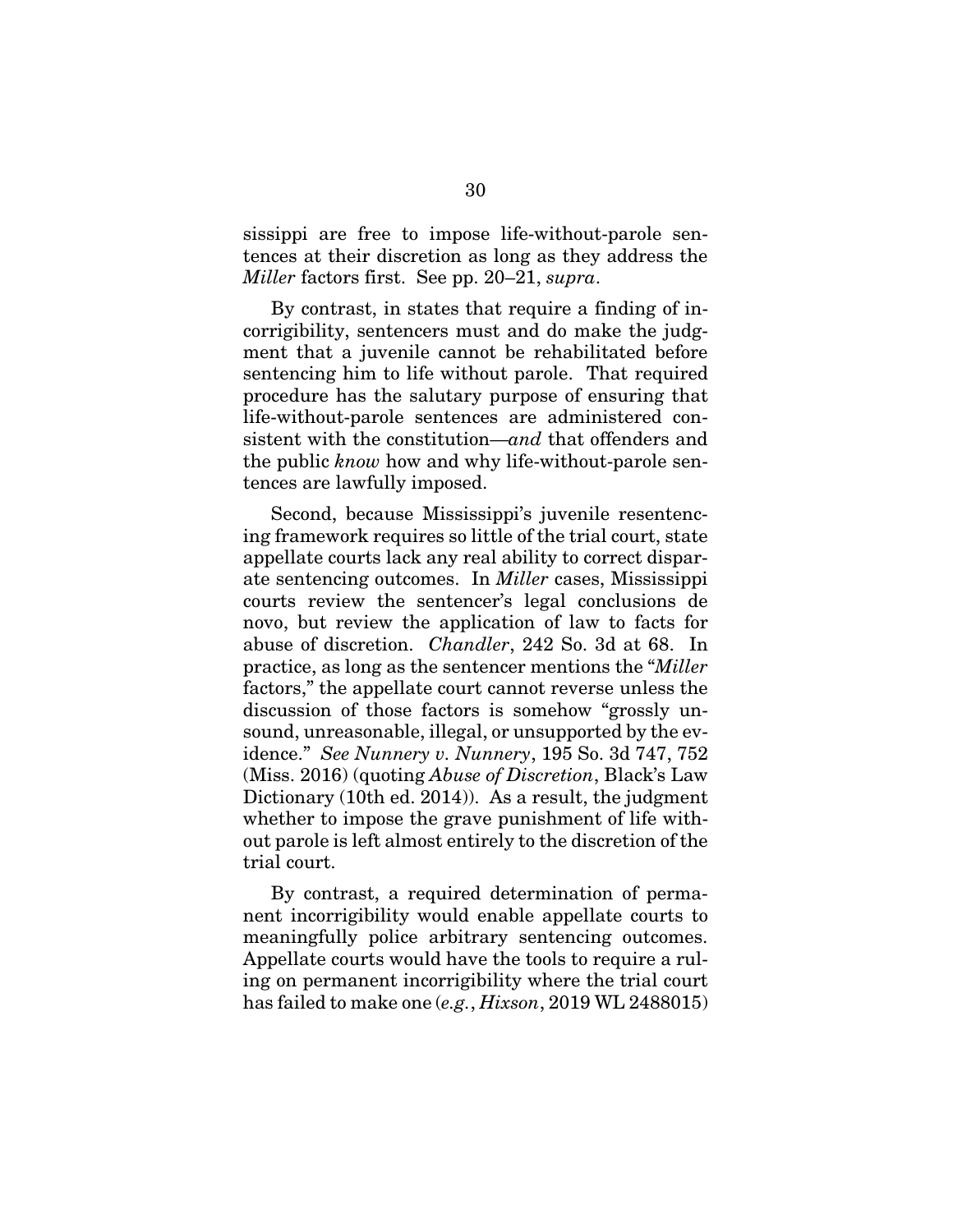sissippi are free to impose life-without-parole sentences at their discretion as long as they address the *Miller* factors first. See pp. 20–21, *supra*.

By contrast, in states that require a finding of incorrigibility, sentencers must and do make the judgment that a juvenile cannot be rehabilitated before sentencing him to life without parole. That required procedure has the salutary purpose of ensuring that life-without-parole sentences are administered consistent with the constitution—*and* that offenders and the public *know* how and why life-without-parole sentences are lawfully imposed.

Second, because Mississippi's juvenile resentencing framework requires so little of the trial court, state appellate courts lack any real ability to correct disparate sentencing outcomes. In *Miller* cases, Mississippi courts review the sentencer's legal conclusions de novo, but review the application of law to facts for abuse of discretion. *Chandler*, 242 So. 3d at 68. In practice, as long as the sentencer mentions the "*Miller* factors," the appellate court cannot reverse unless the discussion of those factors is somehow "grossly unsound, unreasonable, illegal, or unsupported by the evidence." *See Nunnery v. Nunnery*, 195 So. 3d 747, 752 (Miss. 2016) (quoting *Abuse of Discretion*, Black's Law Dictionary (10th ed. 2014)). As a result, the judgment whether to impose the grave punishment of life without parole is left almost entirely to the discretion of the trial court.

By contrast, a required determination of permanent incorrigibility would enable appellate courts to meaningfully police arbitrary sentencing outcomes. Appellate courts would have the tools to require a ruling on permanent incorrigibility where the trial court has failed to make one (*e.g.*, *Hixson*, 2019 WL 2488015)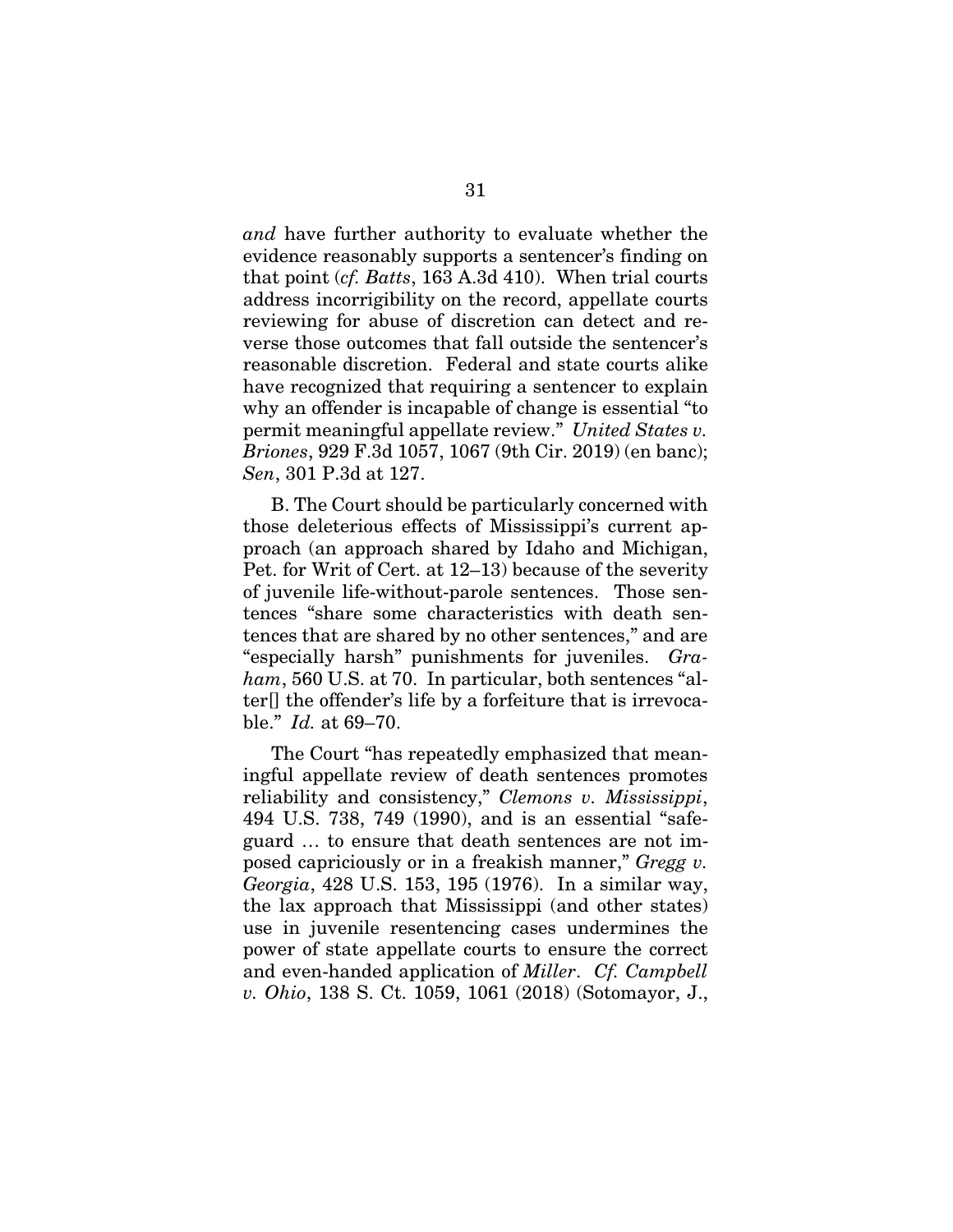*and* have further authority to evaluate whether the evidence reasonably supports a sentencer's finding on that point (*cf. Batts*, 163 A.3d 410). When trial courts address incorrigibility on the record, appellate courts reviewing for abuse of discretion can detect and reverse those outcomes that fall outside the sentencer's reasonable discretion. Federal and state courts alike have recognized that requiring a sentencer to explain why an offender is incapable of change is essential "to permit meaningful appellate review." *United States v. Briones*, 929 F.3d 1057, 1067 (9th Cir. 2019) (en banc); *Sen*, 301 P.3d at 127.

B. The Court should be particularly concerned with those deleterious effects of Mississippi's current approach (an approach shared by Idaho and Michigan, Pet. for Writ of Cert. at 12–13) because of the severity of juvenile life-without-parole sentences. Those sentences "share some characteristics with death sentences that are shared by no other sentences," and are "especially harsh" punishments for juveniles. *Graham*, 560 U.S. at 70. In particular, both sentences "alter[] the offender's life by a forfeiture that is irrevocable." *Id.* at 69–70.

The Court "has repeatedly emphasized that meaningful appellate review of death sentences promotes reliability and consistency," *Clemons v. Mississippi*, 494 U.S. 738, 749 (1990), and is an essential "safeguard … to ensure that death sentences are not imposed capriciously or in a freakish manner," *Gregg v. Georgia*, 428 U.S. 153, 195 (1976). In a similar way, the lax approach that Mississippi (and other states) use in juvenile resentencing cases undermines the power of state appellate courts to ensure the correct and even-handed application of *Miller*. *Cf. Campbell v. Ohio*, 138 S. Ct. 1059, 1061 (2018) (Sotomayor, J.,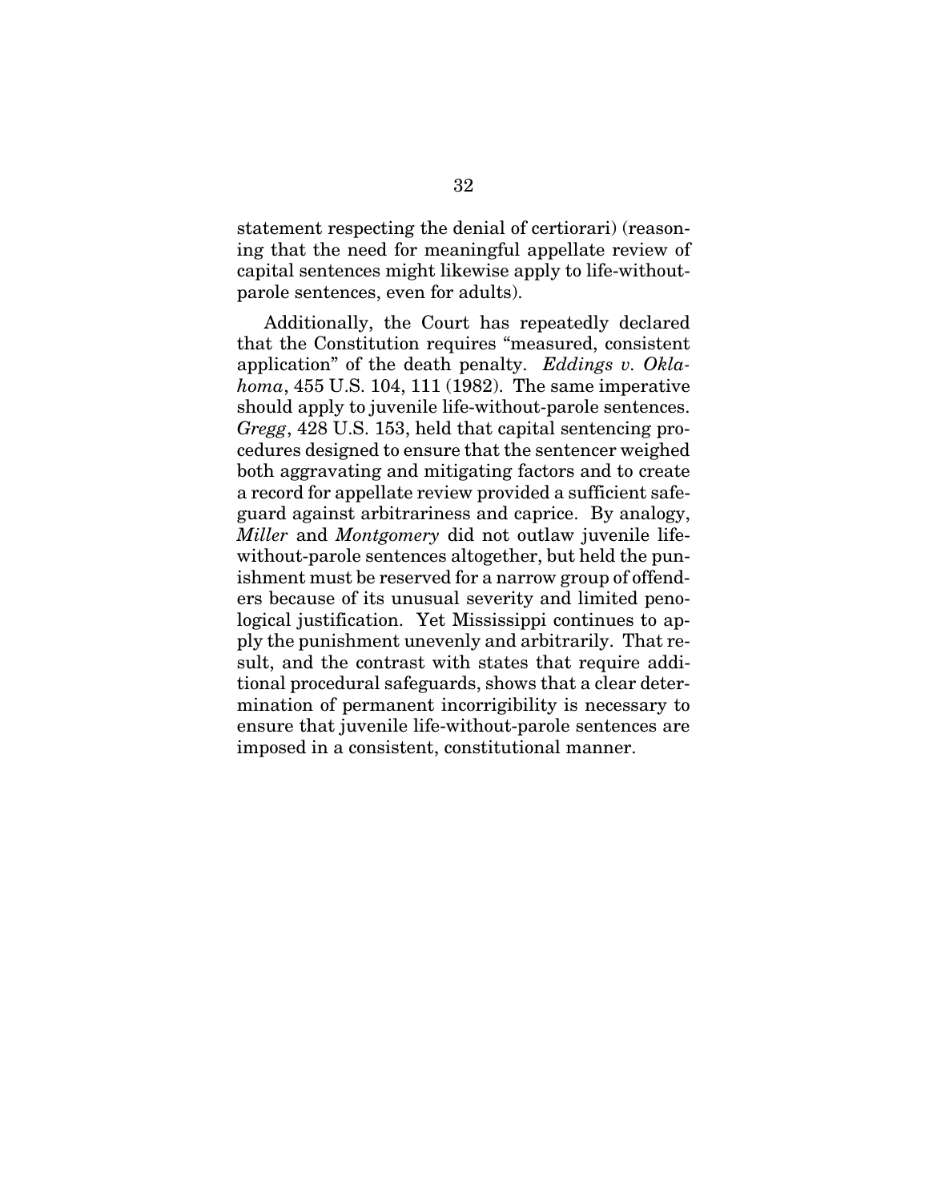statement respecting the denial of certiorari) (reasoning that the need for meaningful appellate review of capital sentences might likewise apply to life-without-parole sentences, even for adults).

Additionally, the Court has repeatedly declared that the Constitution requires "measured, consistent application" of the death penalty. *Eddings v. Oklahoma*, 455 U.S. 104, 111 (1982). The same imperative should apply to juvenile life-without-parole sentences. *Gregg*, 428 U.S. 153, held that capital sentencing procedures designed to ensure that the sentencer weighed both aggravating and mitigating factors and to create a record for appellate review provided a sufficient safeguard against arbitrariness and caprice. By analogy, *Miller* and *Montgomery* did not outlaw juvenile life-without-parole sentences altogether, but held the punishment must be reserved for a narrow group of offenders because of its unusual severity and limited penological justification. Yet Mississippi continues to apply the punishment unevenly and arbitrarily. That result, and the contrast with states that require additional procedural safeguards, shows that a clear determination of permanent incorrigibility is necessary to ensure that juvenile life-without-parole sentences are imposed in a consistent, constitutional manner.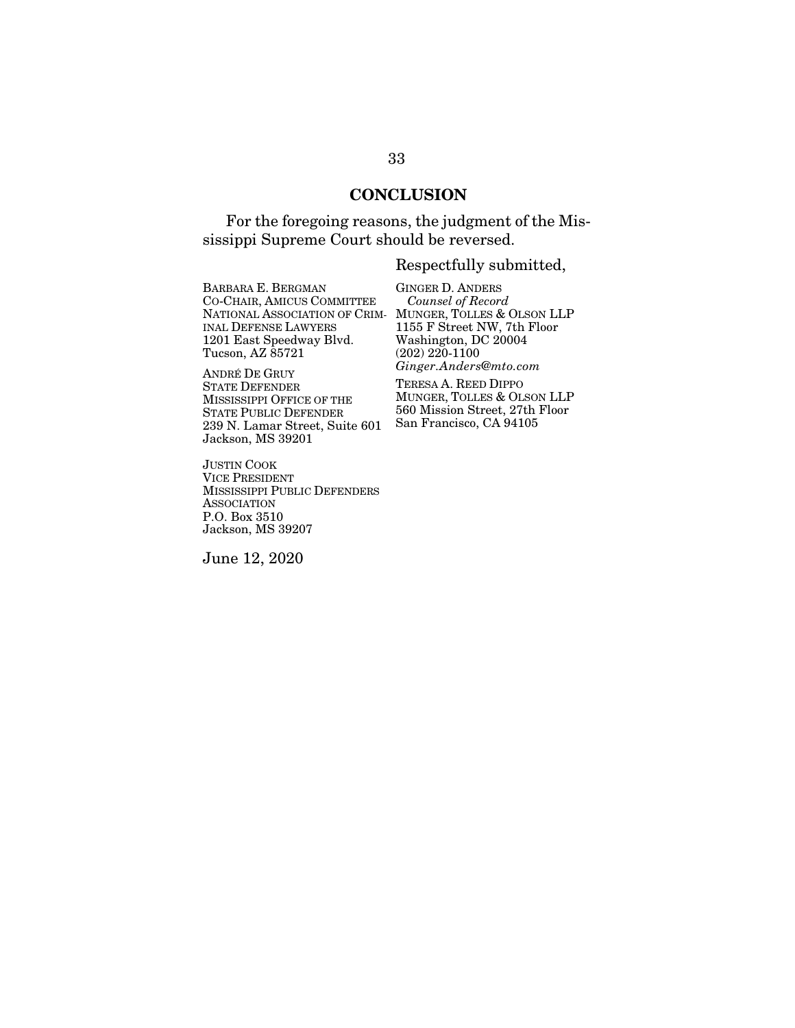## CONCLUSION

For the foregoing reasons, the judgment of the Mississippi Supreme Court should be reversed.

Respectfully submitted,

GINGER D. ANDERS
*Counsel of Record*
MUNGER, TOLLES & OLSON LLP
1155 F Street NW, 7th Floor
Washington, DC 20004
(202) 220-1100
*Ginger.Anders@mto.com*

TERESA A. REED DIPPO
MUNGER, TOLLES & OLSON LLP
560 Mission Street, 27th Floor
San Francisco, CA 94105

BARBARA E. BERGMAN
CO-CHAIR, AMICUS COMMITTEE
NATIONAL ASSOCIATION OF CRIMINAL DEFENSE LAWYERS
1201 East Speedway Blvd.
Tucson, AZ 85721

ANDRÉ DE GRUY
STATE DEFENDER
MISSISSIPPI OFFICE OF THE STATE PUBLIC DEFENDER
239 N. Lamar Street, Suite 601
Jackson, MS 39201

JUSTIN COOK
VICE PRESIDENT
MISSISSIPPI PUBLIC DEFENDERS ASSOCIATION
P.O. Box 3510
Jackson, MS 39207

June 12, 2020